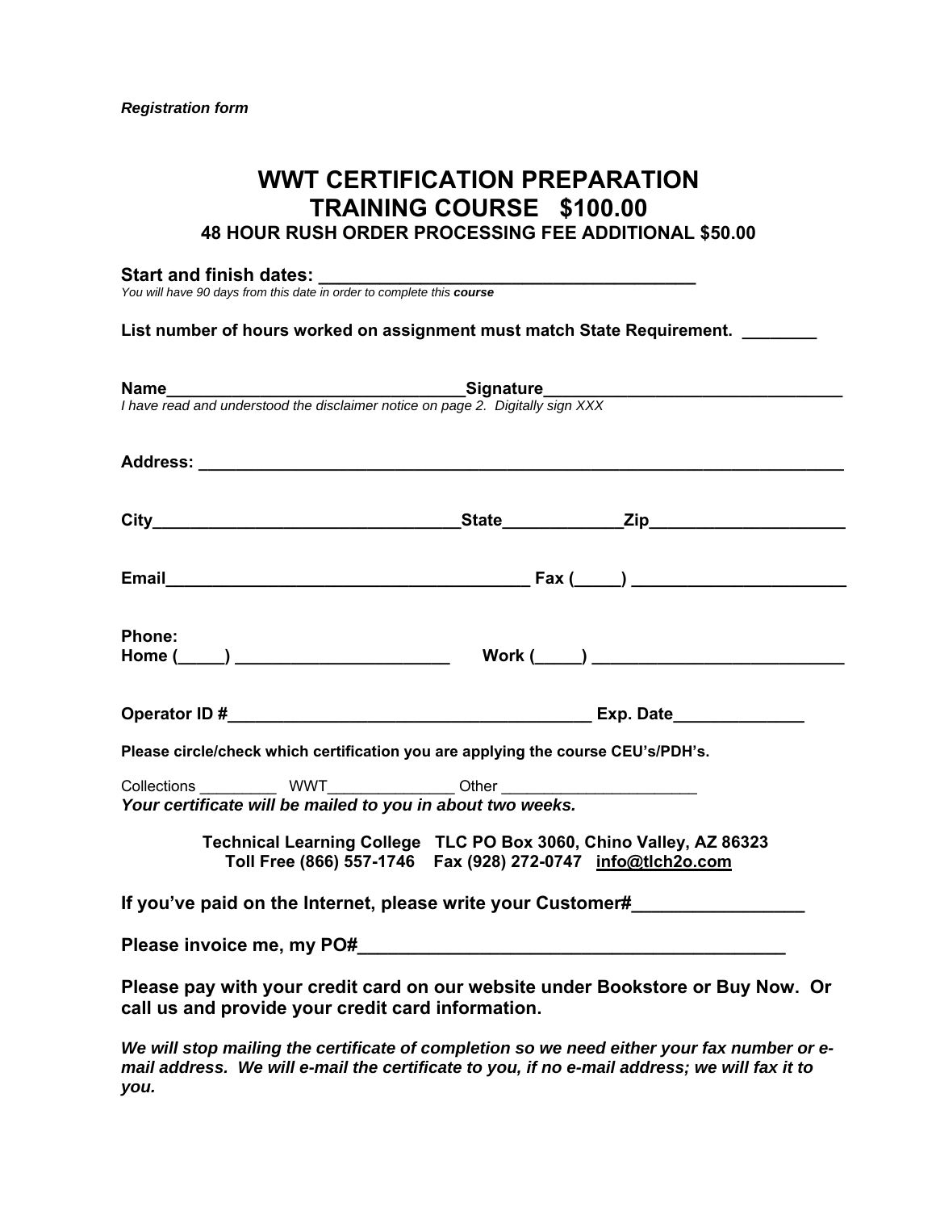*Registration form*

# WWT CERTIFICATION PREPARATION TRAINING COURSE $100.00

### 48 HOUR RUSH ORDER PROCESSING FEE ADDITIONAL $50.00

**Start and finish dates: ______________________________________**
*You will have 90 days from this date in order to complete this **course***

**List number of hours worked on assignment must match State Requirement. ________**

**Name________________________________Signature_______________________________**
*I have read and understood the disclaimer notice on page 2. Digitally sign XXX*

**Address: _____________________________________________________________________**

**City________________________________State____________Zip____________________**

**Email_______________________________________ Fax (_____) ______________________**

**Phone:**
**Home (_____) ______________________ Work (_____) __________________________**

**Operator ID #_____________________________________ Exp. Date_____________**

**Please circle/check which certification you are applying the course CEU's/PDH's.**

Collections _________ WWT______________ Other _____________________
***Your certificate will be mailed to you in about two weeks.***

**Technical Learning College TLC PO Box 3060, Chino Valley, AZ 86323**
**Toll Free (866) 557-1746 Fax (928) 272-0747 info@tlch2o.com**

**If you've paid on the Internet, please write your Customer#________________**

**Please invoice me, my PO#__________________________________________**

**Please pay with your credit card on our website under Bookstore or Buy Now. Or call us and provide your credit card information.**

***We will stop mailing the certificate of completion so we need either your fax number or e-mail address. We will e-mail the certificate to you, if no e-mail address; we will fax it to you.***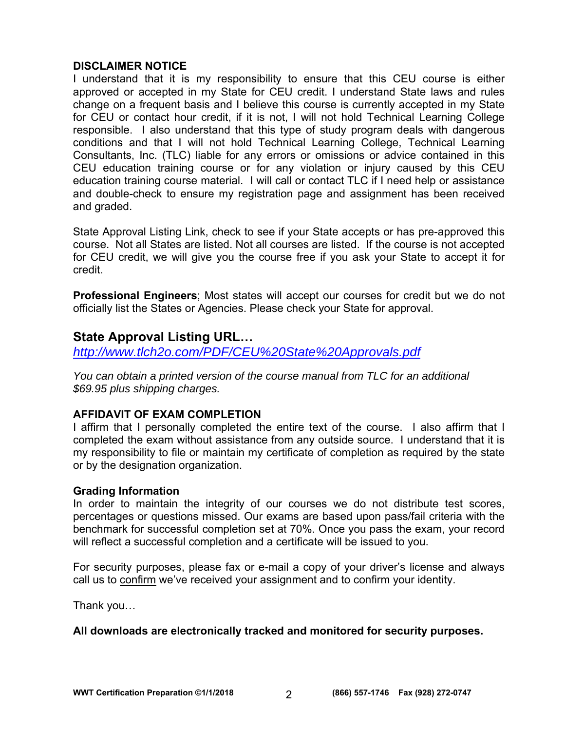**DISCLAIMER NOTICE**

I understand that it is my responsibility to ensure that this CEU course is either approved or accepted in my State for CEU credit. I understand State laws and rules change on a frequent basis and I believe this course is currently accepted in my State for CEU or contact hour credit, if it is not, I will not hold Technical Learning College responsible. I also understand that this type of study program deals with dangerous conditions and that I will not hold Technical Learning College, Technical Learning Consultants, Inc. (TLC) liable for any errors or omissions or advice contained in this CEU education training course or for any violation or injury caused by this CEU education training course material. I will call or contact TLC if I need help or assistance and double-check to ensure my registration page and assignment has been received and graded.

State Approval Listing Link, check to see if your State accepts or has pre-approved this course. Not all States are listed. Not all courses are listed. If the course is not accepted for CEU credit, we will give you the course free if you ask your State to accept it for credit.

**Professional Engineers**; Most states will accept our courses for credit but we do not officially list the States or Agencies. Please check your State for approval.

## State Approval Listing URL…

*http://www.tlch2o.com/PDF/CEU%20State%20Approvals.pdf*

*You can obtain a printed version of the course manual from TLC for an additional $69.95 plus shipping charges.*

**AFFIDAVIT OF EXAM COMPLETION**

I affirm that I personally completed the entire text of the course. I also affirm that I completed the exam without assistance from any outside source. I understand that it is my responsibility to file or maintain my certificate of completion as required by the state or by the designation organization.

**Grading Information**

In order to maintain the integrity of our courses we do not distribute test scores, percentages or questions missed. Our exams are based upon pass/fail criteria with the benchmark for successful completion set at 70%. Once you pass the exam, your record will reflect a successful completion and a certificate will be issued to you.

For security purposes, please fax or e-mail a copy of your driver's license and always call us to confirm we've received your assignment and to confirm your identity.

Thank you…

**All downloads are electronically tracked and monitored for security purposes.**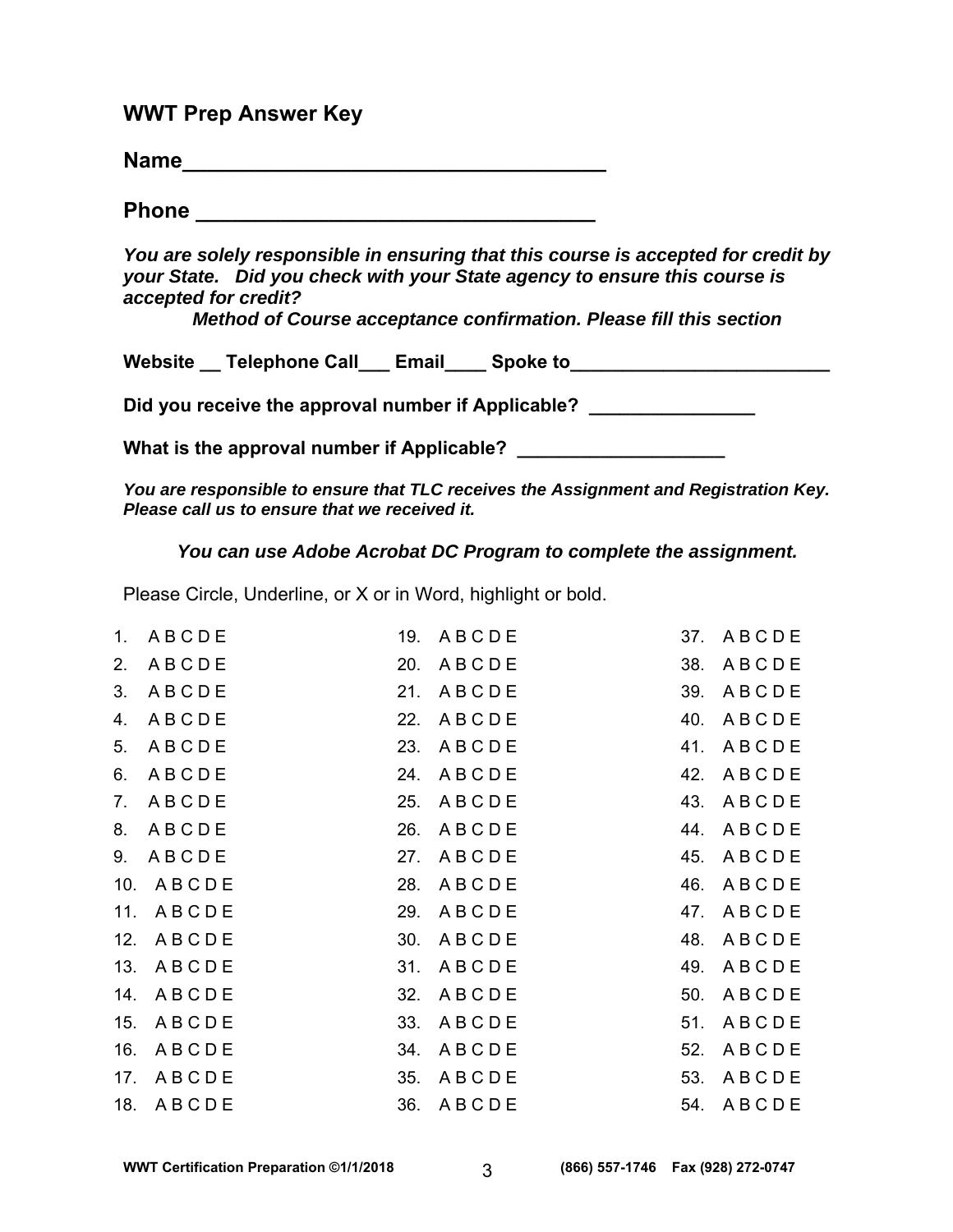## WWT Prep Answer Key

**Name___________________________________**

**Phone _________________________________**

***You are solely responsible in ensuring that this course is accepted for credit by your State. Did you check with your State agency to ensure this course is accepted for credit?***

***Method of Course acceptance confirmation. Please fill this section***

**Website __ Telephone Call___ Email____ Spoke to_________________________**

**Did you receive the approval number if Applicable? ________________**

**What is the approval number if Applicable? ____________________**

***You are responsible to ensure that TLC receives the Assignment and Registration Key. Please call us to ensure that we received it.***

***You can use Adobe Acrobat DC Program to complete the assignment.***

Please Circle, Underline, or X or in Word, highlight or bold.

| | | |
|---|---|---|
| 1. A B C D E | 19. A B C D E | 37. A B C D E |
| 2. A B C D E | 20. A B C D E | 38. A B C D E |
| 3. A B C D E | 21. A B C D E | 39. A B C D E |
| 4. A B C D E | 22. A B C D E | 40. A B C D E |
| 5. A B C D E | 23. A B C D E | 41. A B C D E |
| 6. A B C D E | 24. A B C D E | 42. A B C D E |
| 7. A B C D E | 25. A B C D E | 43. A B C D E |
| 8. A B C D E | 26. A B C D E | 44. A B C D E |
| 9. A B C D E | 27. A B C D E | 45. A B C D E |
| 10. A B C D E | 28. A B C D E | 46. A B C D E |
| 11. A B C D E | 29. A B C D E | 47. A B C D E |
| 12. A B C D E | 30. A B C D E | 48. A B C D E |
| 13. A B C D E | 31. A B C D E | 49. A B C D E |
| 14. A B C D E | 32. A B C D E | 50. A B C D E |
| 15. A B C D E | 33. A B C D E | 51. A B C D E |
| 16. A B C D E | 34. A B C D E | 52. A B C D E |
| 17. A B C D E | 35. A B C D E | 53. A B C D E |
| 18. A B C D E | 36. A B C D E | 54. A B C D E |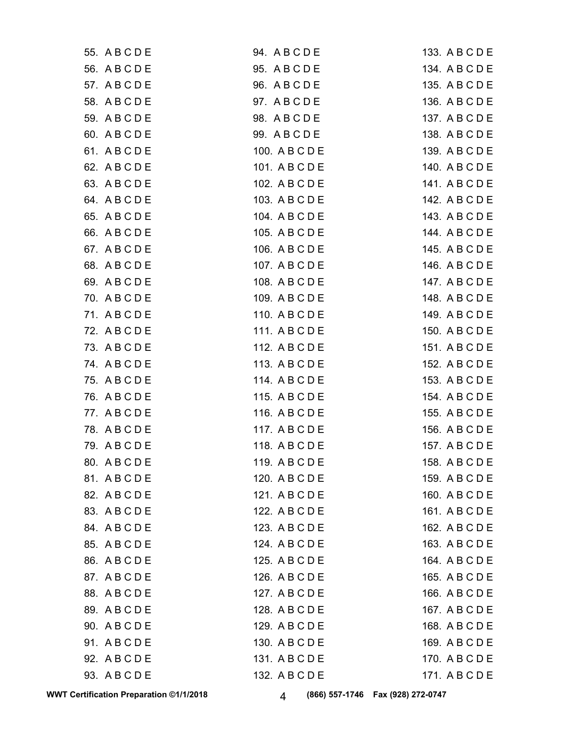55. A B C D E
56. A B C D E
57. A B C D E
58. A B C D E
59. A B C D E
60. A B C D E
61. A B C D E
62. A B C D E
63. A B C D E
64. A B C D E
65. A B C D E
66. A B C D E
67. A B C D E
68. A B C D E
69. A B C D E
70. A B C D E
71. A B C D E
72. A B C D E
73. A B C D E
74. A B C D E
75. A B C D E
76. A B C D E
77. A B C D E
78. A B C D E
79. A B C D E
80. A B C D E
81. A B C D E
82. A B C D E
83. A B C D E
84. A B C D E
85. A B C D E
86. A B C D E
87. A B C D E
88. A B C D E
89. A B C D E
90. A B C D E
91. A B C D E
92. A B C D E
93. A B C D E
94. A B C D E
95. A B C D E
96. A B C D E
97. A B C D E
98. A B C D E
99. A B C D E
100. A B C D E
101. A B C D E
102. A B C D E
103. A B C D E
104. A B C D E
105. A B C D E
106. A B C D E
107. A B C D E
108. A B C D E
109. A B C D E
110. A B C D E
111. A B C D E
112. A B C D E
113. A B C D E
114. A B C D E
115. A B C D E
116. A B C D E
117. A B C D E
118. A B C D E
119. A B C D E
120. A B C D E
121. A B C D E
122. A B C D E
123. A B C D E
124. A B C D E
125. A B C D E
126. A B C D E
127. A B C D E
128. A B C D E
129. A B C D E
130. A B C D E
131. A B C D E
132. A B C D E
133. A B C D E
134. A B C D E
135. A B C D E
136. A B C D E
137. A B C D E
138. A B C D E
139. A B C D E
140. A B C D E
141. A B C D E
142. A B C D E
143. A B C D E
144. A B C D E
145. A B C D E
146. A B C D E
147. A B C D E
148. A B C D E
149. A B C D E
150. A B C D E
151. A B C D E
152. A B C D E
153. A B C D E
154. A B C D E
155. A B C D E
156. A B C D E
157. A B C D E
158. A B C D E
159. A B C D E
160. A B C D E
161. A B C D E
162. A B C D E
163. A B C D E
164. A B C D E
165. A B C D E
166. A B C D E
167. A B C D E
168. A B C D E
169. A B C D E
170. A B C D E
171. A B C D E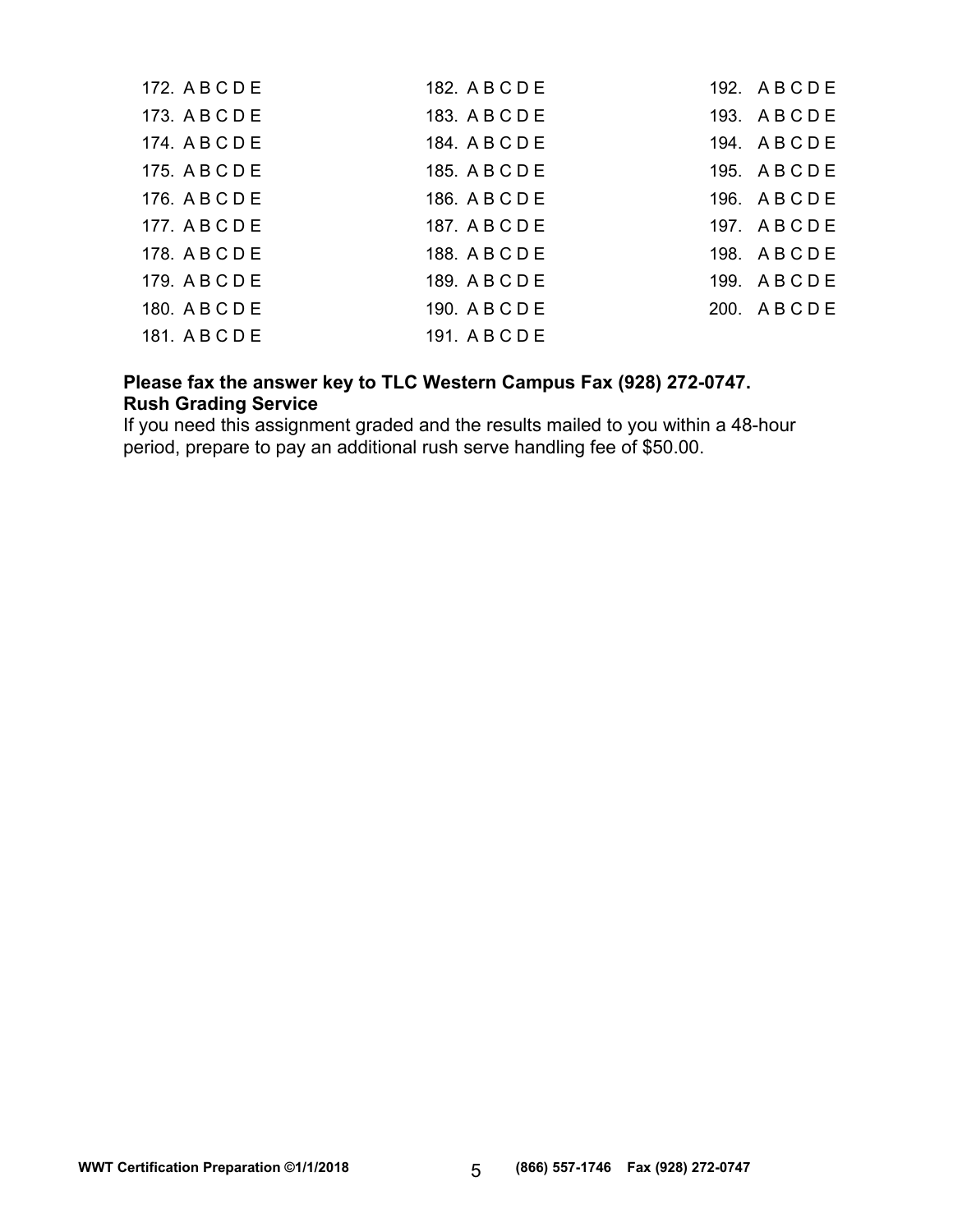172. A B C D E
173. A B C D E
174. A B C D E
175. A B C D E
176. A B C D E
177. A B C D E
178. A B C D E
179. A B C D E
180. A B C D E
181. A B C D E
182. A B C D E
183. A B C D E
184. A B C D E
185. A B C D E
186. A B C D E
187. A B C D E
188. A B C D E
189. A B C D E
190. A B C D E
191. A B C D E
192. A B C D E
193. A B C D E
194. A B C D E
195. A B C D E
196. A B C D E
197. A B C D E
198. A B C D E
199. A B C D E
200. A B C D E

**Please fax the answer key to TLC Western Campus Fax (928) 272-0747.**
**Rush Grading Service**
If you need this assignment graded and the results mailed to you within a 48-hour period, prepare to pay an additional rush serve handling fee of $50.00.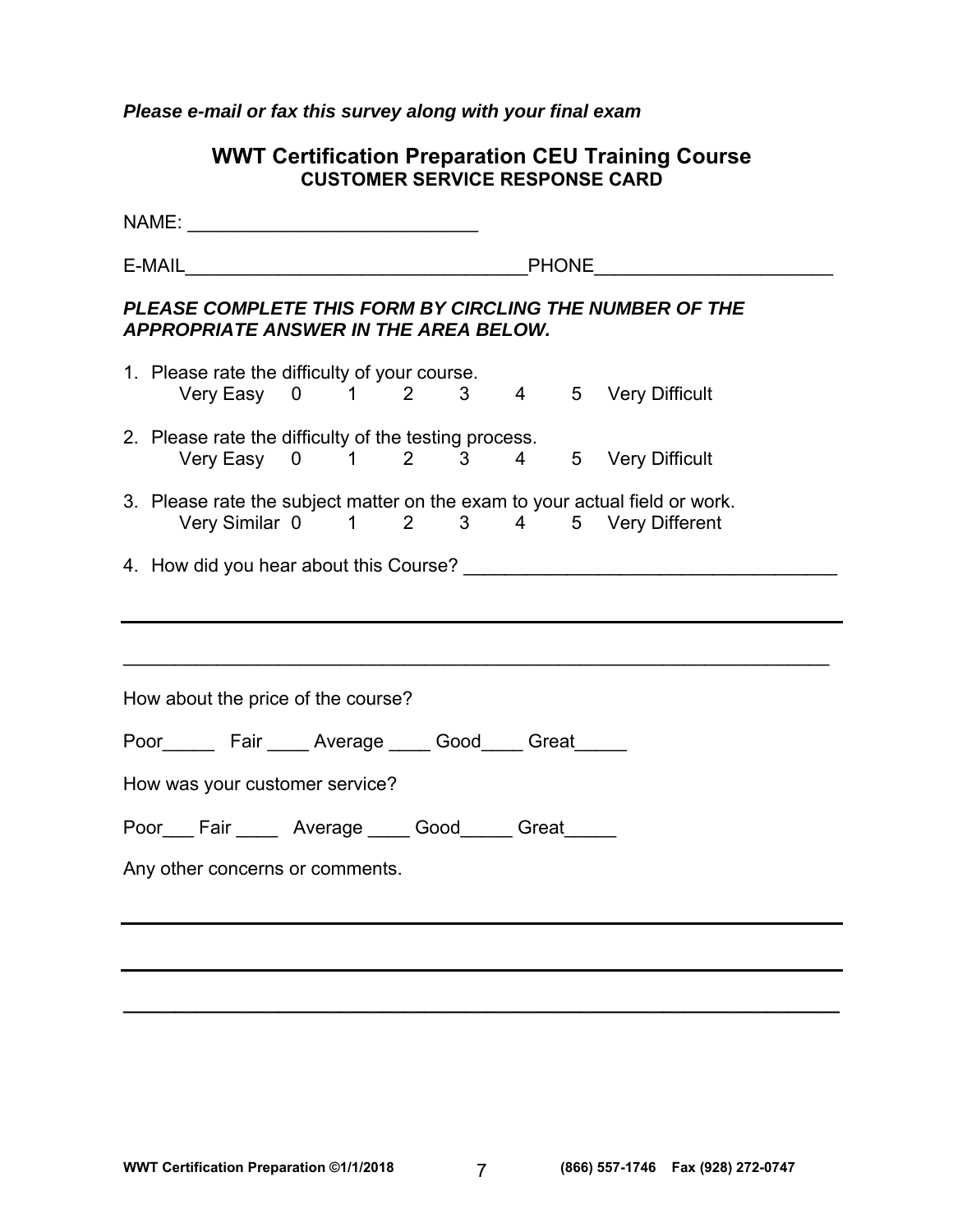***Please e-mail or fax this survey along with your final exam***

## WWT Certification Preparation CEU Training Course
### CUSTOMER SERVICE RESPONSE CARD

NAME: ____________________________

E-MAIL_________________________________PHONE_______________________

***PLEASE COMPLETE THIS FORM BY CIRCLING THE NUMBER OF THE APPROPRIATE ANSWER IN THE AREA BELOW.***

1. Please rate the difficulty of your course.
   Very Easy 0 1 2 3 4 5 Very Difficult

2. Please rate the difficulty of the testing process.
   Very Easy 0 1 2 3 4 5 Very Difficult

3. Please rate the subject matter on the exam to your actual field or work.
   Very Similar 0 1 2 3 4 5 Very Different

4. How did you hear about this Course? ____________________________________

_____________________________________________________________________

_____________________________________________________________________

How about the price of the course?

Poor_____ Fair ____ Average ____ Good____ Great_____

How was your customer service?

Poor___ Fair ____ Average ____ Good_____ Great_____

Any other concerns or comments.

_____________________________________________________________________

_____________________________________________________________________

_____________________________________________________________________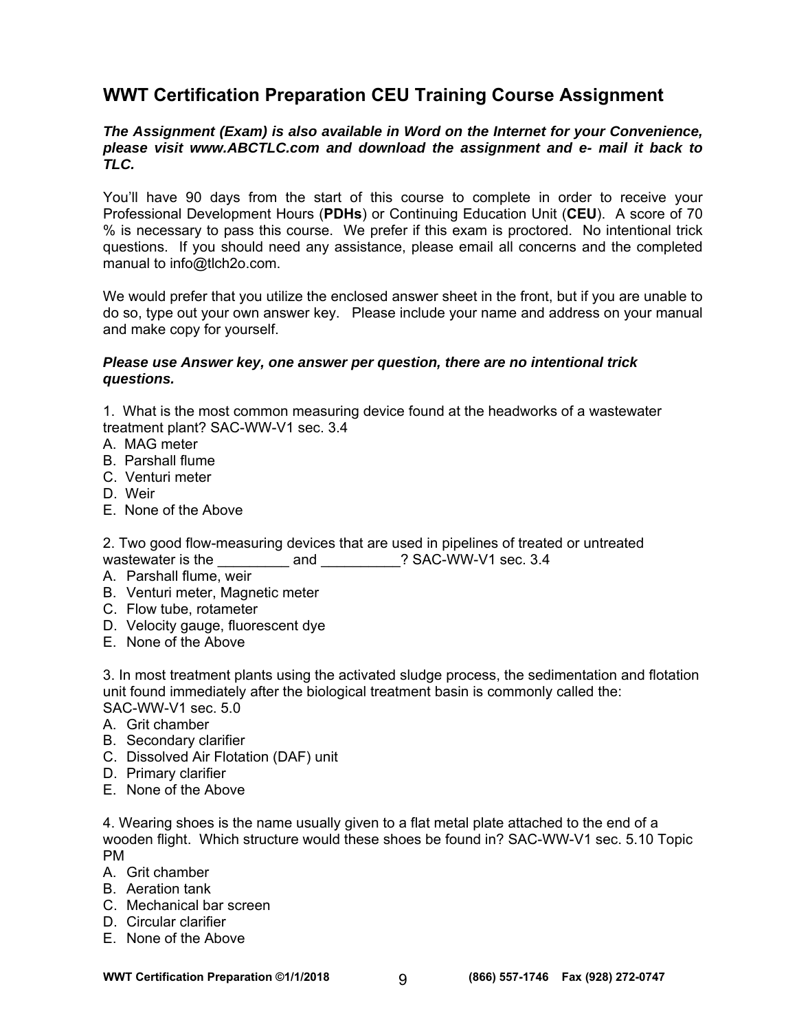## WWT Certification Preparation CEU Training Course Assignment

***The Assignment (Exam) is also available in Word on the Internet for your Convenience, please visit www.ABCTLC.com and download the assignment and e- mail it back to TLC.***

You'll have 90 days from the start of this course to complete in order to receive your Professional Development Hours (**PDHs**) or Continuing Education Unit (**CEU**). A score of 70 % is necessary to pass this course. We prefer if this exam is proctored. No intentional trick questions. If you should need any assistance, please email all concerns and the completed manual to info@tlch2o.com.

We would prefer that you utilize the enclosed answer sheet in the front, but if you are unable to do so, type out your own answer key. Please include your name and address on your manual and make copy for yourself.

***Please use Answer key, one answer per question, there are no intentional trick questions.***

1. What is the most common measuring device found at the headworks of a wastewater treatment plant? SAC-WW-V1 sec. 3.4  
A. MAG meter  
B. Parshall flume  
C. Venturi meter  
D. Weir  
E. None of the Above

2. Two good flow-measuring devices that are used in pipelines of treated or untreated wastewater is the _________ and __________? SAC-WW-V1 sec. 3.4  
A. Parshall flume, weir  
B. Venturi meter, Magnetic meter  
C. Flow tube, rotameter  
D. Velocity gauge, fluorescent dye  
E. None of the Above

3. In most treatment plants using the activated sludge process, the sedimentation and flotation unit found immediately after the biological treatment basin is commonly called the: SAC-WW-V1 sec. 5.0  
A. Grit chamber  
B. Secondary clarifier  
C. Dissolved Air Flotation (DAF) unit  
D. Primary clarifier  
E. None of the Above

4. Wearing shoes is the name usually given to a flat metal plate attached to the end of a wooden flight. Which structure would these shoes be found in? SAC-WW-V1 sec. 5.10 Topic PM  
A. Grit chamber  
B. Aeration tank  
C. Mechanical bar screen  
D. Circular clarifier  
E. None of the Above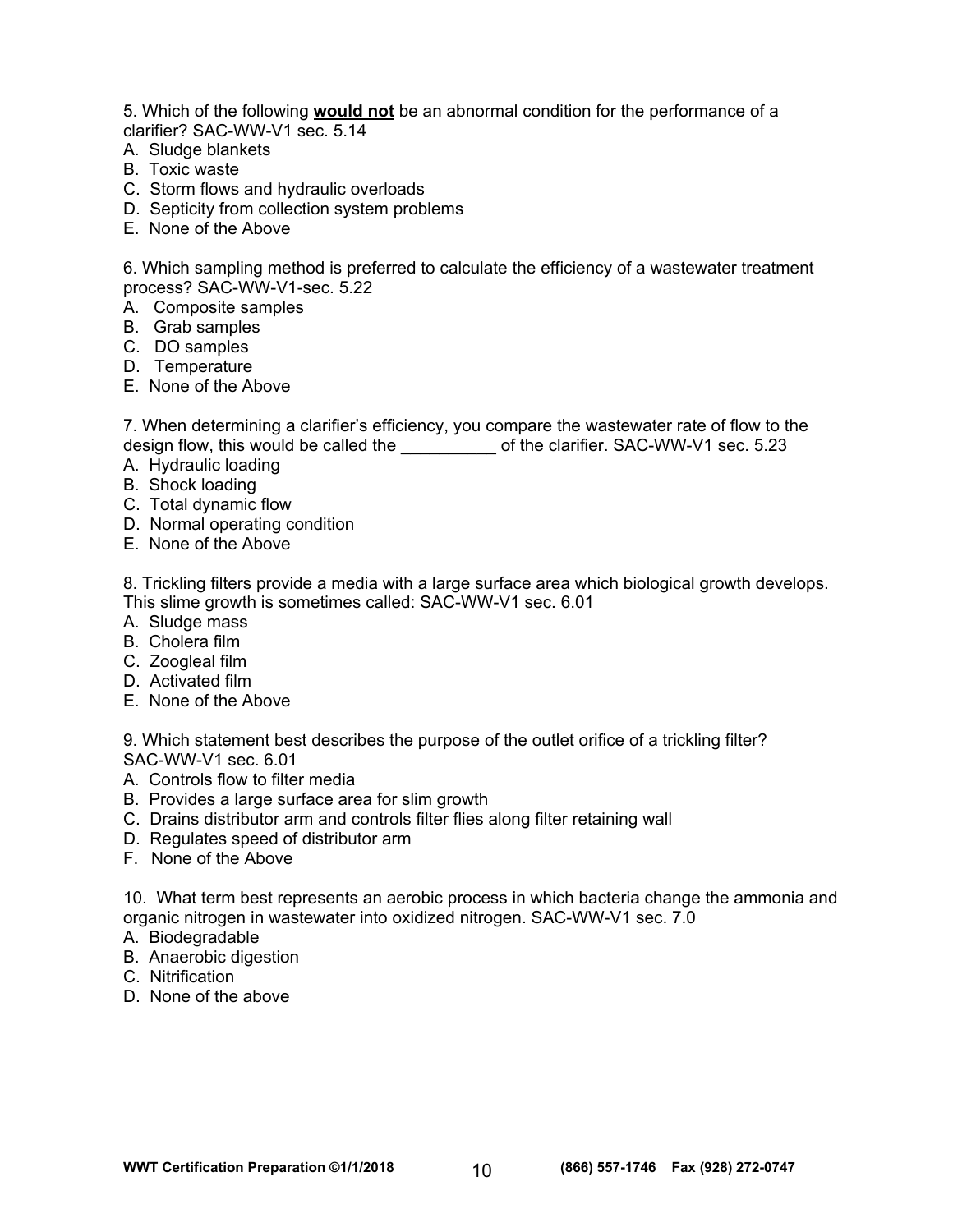5. Which of the following **would not** be an abnormal condition for the performance of a clarifier? SAC-WW-V1 sec. 5.14

A. Sludge blankets
B. Toxic waste
C. Storm flows and hydraulic overloads
D. Septicity from collection system problems
E. None of the Above

6. Which sampling method is preferred to calculate the efficiency of a wastewater treatment process? SAC-WW-V1-sec. 5.22

A. Composite samples
B. Grab samples
C. DO samples
D. Temperature
E. None of the Above

7. When determining a clarifier's efficiency, you compare the wastewater rate of flow to the design flow, this would be called the __________ of the clarifier. SAC-WW-V1 sec. 5.23

A. Hydraulic loading
B. Shock loading
C. Total dynamic flow
D. Normal operating condition
E. None of the Above

8. Trickling filters provide a media with a large surface area which biological growth develops. This slime growth is sometimes called: SAC-WW-V1 sec. 6.01

A. Sludge mass
B. Cholera film
C. Zoogleal film
D. Activated film
E. None of the Above

9. Which statement best describes the purpose of the outlet orifice of a trickling filter? SAC-WW-V1 sec. 6.01

A. Controls flow to filter media
B. Provides a large surface area for slim growth
C. Drains distributor arm and controls filter flies along filter retaining wall
D. Regulates speed of distributor arm
F. None of the Above

10. What term best represents an aerobic process in which bacteria change the ammonia and organic nitrogen in wastewater into oxidized nitrogen. SAC-WW-V1 sec. 7.0

A. Biodegradable
B. Anaerobic digestion
C. Nitrification
D. None of the above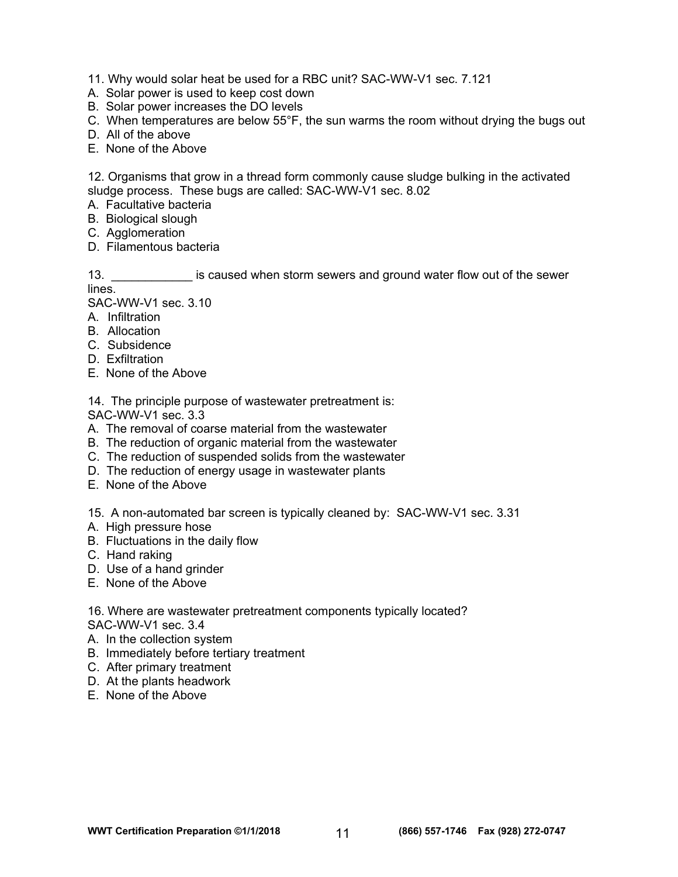11. Why would solar heat be used for a RBC unit? SAC-WW-V1 sec. 7.121
A. Solar power is used to keep cost down
B. Solar power increases the DO levels
C. When temperatures are below 55°F, the sun warms the room without drying the bugs out
D. All of the above
E. None of the Above

12. Organisms that grow in a thread form commonly cause sludge bulking in the activated sludge process. These bugs are called: SAC-WW-V1 sec. 8.02
A. Facultative bacteria
B. Biological slough
C. Agglomeration
D. Filamentous bacteria

13. ____________ is caused when storm sewers and ground water flow out of the sewer lines.
SAC-WW-V1 sec. 3.10
A. Infiltration
B. Allocation
C. Subsidence
D. Exfiltration
E. None of the Above

14. The principle purpose of wastewater pretreatment is:
SAC-WW-V1 sec. 3.3
A. The removal of coarse material from the wastewater
B. The reduction of organic material from the wastewater
C. The reduction of suspended solids from the wastewater
D. The reduction of energy usage in wastewater plants
E. None of the Above

15. A non-automated bar screen is typically cleaned by: SAC-WW-V1 sec. 3.31
A. High pressure hose
B. Fluctuations in the daily flow
C. Hand raking
D. Use of a hand grinder
E. None of the Above

16. Where are wastewater pretreatment components typically located?
SAC-WW-V1 sec. 3.4
A. In the collection system
B. Immediately before tertiary treatment
C. After primary treatment
D. At the plants headwork
E. None of the Above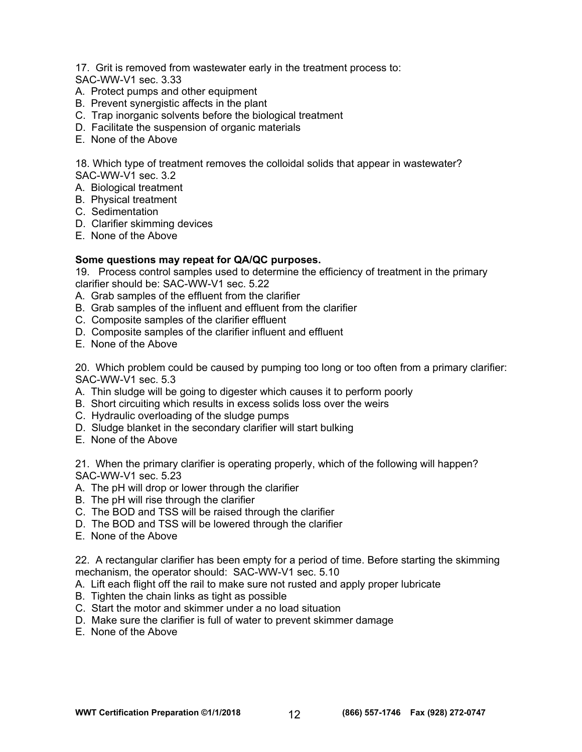17. Grit is removed from wastewater early in the treatment process to:
SAC-WW-V1 sec. 3.33
A. Protect pumps and other equipment
B. Prevent synergistic affects in the plant
C. Trap inorganic solvents before the biological treatment
D. Facilitate the suspension of organic materials
E. None of the Above

18. Which type of treatment removes the colloidal solids that appear in wastewater?
SAC-WW-V1 sec. 3.2
A. Biological treatment
B. Physical treatment
C. Sedimentation
D. Clarifier skimming devices
E. None of the Above

**Some questions may repeat for QA/QC purposes.**

19. Process control samples used to determine the efficiency of treatment in the primary clarifier should be: SAC-WW-V1 sec. 5.22
A. Grab samples of the effluent from the clarifier
B. Grab samples of the influent and effluent from the clarifier
C. Composite samples of the clarifier effluent
D. Composite samples of the clarifier influent and effluent
E. None of the Above

20. Which problem could be caused by pumping too long or too often from a primary clarifier:
SAC-WW-V1 sec. 5.3
A. Thin sludge will be going to digester which causes it to perform poorly
B. Short circuiting which results in excess solids loss over the weirs
C. Hydraulic overloading of the sludge pumps
D. Sludge blanket in the secondary clarifier will start bulking
E. None of the Above

21. When the primary clarifier is operating properly, which of the following will happen?
SAC-WW-V1 sec. 5.23
A. The pH will drop or lower through the clarifier
B. The pH will rise through the clarifier
C. The BOD and TSS will be raised through the clarifier
D. The BOD and TSS will be lowered through the clarifier
E. None of the Above

22. A rectangular clarifier has been empty for a period of time. Before starting the skimming mechanism, the operator should: SAC-WW-V1 sec. 5.10
A. Lift each flight off the rail to make sure not rusted and apply proper lubricate
B. Tighten the chain links as tight as possible
C. Start the motor and skimmer under a no load situation
D. Make sure the clarifier is full of water to prevent skimmer damage
E. None of the Above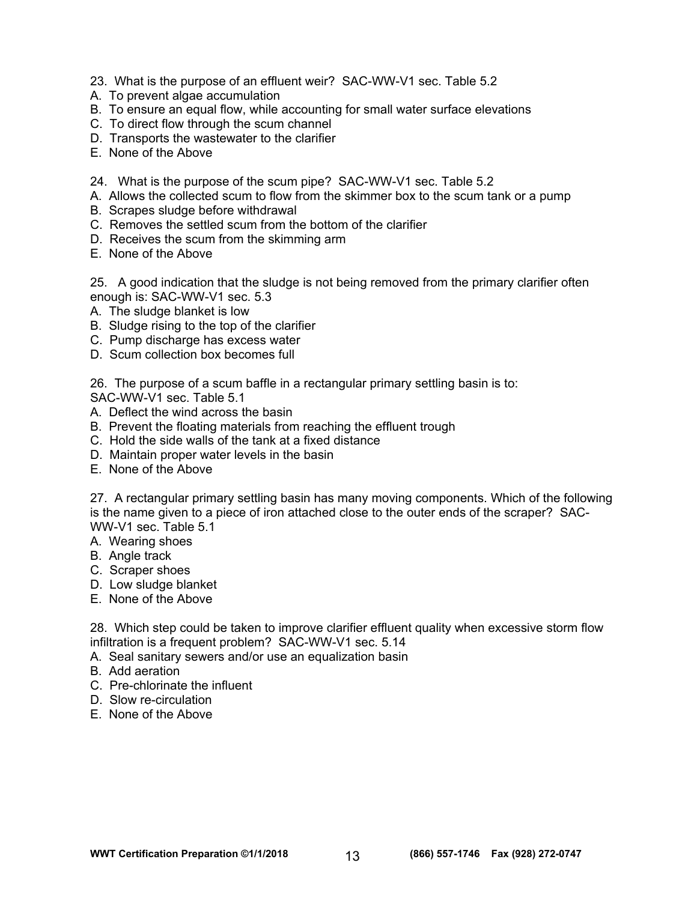23. What is the purpose of an effluent weir? SAC-WW-V1 sec. Table 5.2
A. To prevent algae accumulation
B. To ensure an equal flow, while accounting for small water surface elevations
C. To direct flow through the scum channel
D. Transports the wastewater to the clarifier
E. None of the Above

24. What is the purpose of the scum pipe? SAC-WW-V1 sec. Table 5.2
A. Allows the collected scum to flow from the skimmer box to the scum tank or a pump
B. Scrapes sludge before withdrawal
C. Removes the settled scum from the bottom of the clarifier
D. Receives the scum from the skimming arm
E. None of the Above

25. A good indication that the sludge is not being removed from the primary clarifier often enough is: SAC-WW-V1 sec. 5.3
A. The sludge blanket is low
B. Sludge rising to the top of the clarifier
C. Pump discharge has excess water
D. Scum collection box becomes full

26. The purpose of a scum baffle in a rectangular primary settling basin is to: SAC-WW-V1 sec. Table 5.1
A. Deflect the wind across the basin
B. Prevent the floating materials from reaching the effluent trough
C. Hold the side walls of the tank at a fixed distance
D. Maintain proper water levels in the basin
E. None of the Above

27. A rectangular primary settling basin has many moving components. Which of the following is the name given to a piece of iron attached close to the outer ends of the scraper? SAC-WW-V1 sec. Table 5.1
A. Wearing shoes
B. Angle track
C. Scraper shoes
D. Low sludge blanket
E. None of the Above

28. Which step could be taken to improve clarifier effluent quality when excessive storm flow infiltration is a frequent problem? SAC-WW-V1 sec. 5.14
A. Seal sanitary sewers and/or use an equalization basin
B. Add aeration
C. Pre-chlorinate the influent
D. Slow re-circulation
E. None of the Above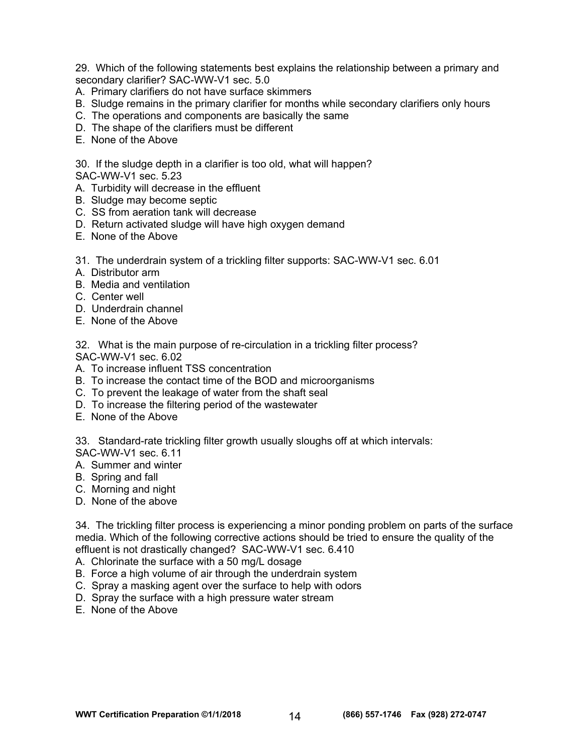29. Which of the following statements best explains the relationship between a primary and secondary clarifier? SAC-WW-V1 sec. 5.0
A. Primary clarifiers do not have surface skimmers
B. Sludge remains in the primary clarifier for months while secondary clarifiers only hours
C. The operations and components are basically the same
D. The shape of the clarifiers must be different
E. None of the Above

30. If the sludge depth in a clarifier is too old, what will happen?
SAC-WW-V1 sec. 5.23
A. Turbidity will decrease in the effluent
B. Sludge may become septic
C. SS from aeration tank will decrease
D. Return activated sludge will have high oxygen demand
E. None of the Above

31. The underdrain system of a trickling filter supports: SAC-WW-V1 sec. 6.01
A. Distributor arm
B. Media and ventilation
C. Center well
D. Underdrain channel
E. None of the Above

32. What is the main purpose of re-circulation in a trickling filter process?
SAC-WW-V1 sec. 6.02
A. To increase influent TSS concentration
B. To increase the contact time of the BOD and microorganisms
C. To prevent the leakage of water from the shaft seal
D. To increase the filtering period of the wastewater
E. None of the Above

33. Standard-rate trickling filter growth usually sloughs off at which intervals:
SAC-WW-V1 sec. 6.11
A. Summer and winter
B. Spring and fall
C. Morning and night
D. None of the above

34. The trickling filter process is experiencing a minor ponding problem on parts of the surface media. Which of the following corrective actions should be tried to ensure the quality of the effluent is not drastically changed? SAC-WW-V1 sec. 6.410
A. Chlorinate the surface with a 50 mg/L dosage
B. Force a high volume of air through the underdrain system
C. Spray a masking agent over the surface to help with odors
D. Spray the surface with a high pressure water stream
E. None of the Above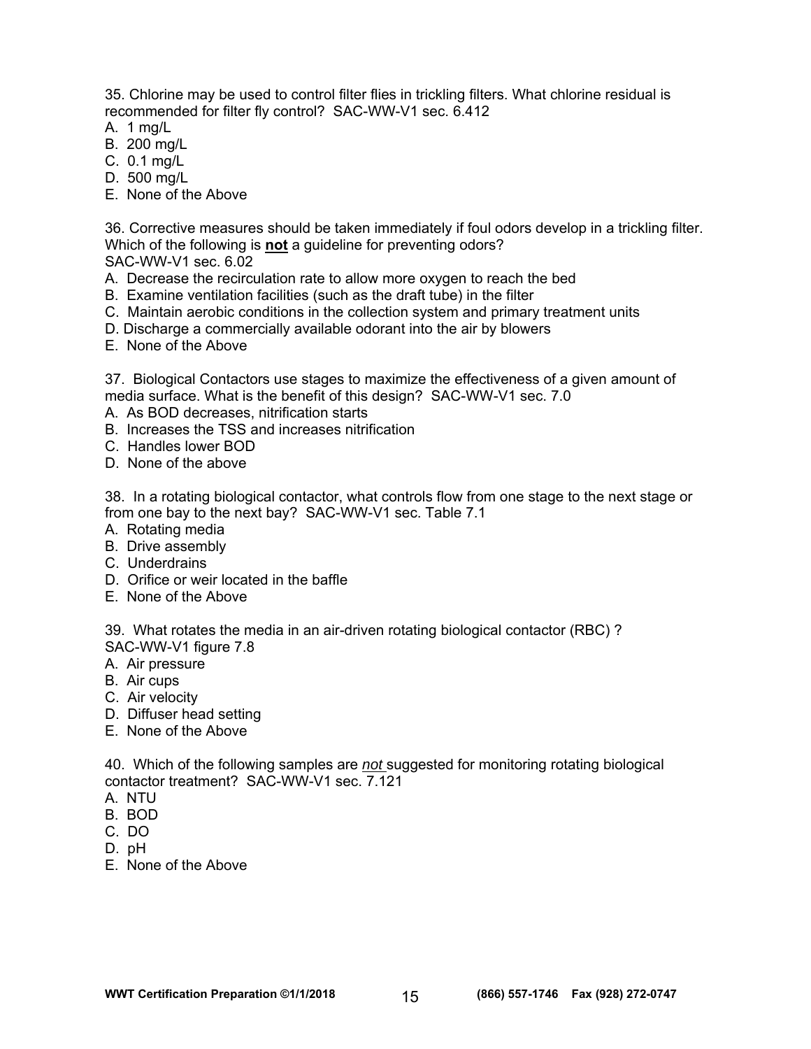35. Chlorine may be used to control filter flies in trickling filters. What chlorine residual is recommended for filter fly control? SAC-WW-V1 sec. 6.412

A. 1 mg/L
B. 200 mg/L
C. 0.1 mg/L
D. 500 mg/L
E. None of the Above

36. Corrective measures should be taken immediately if foul odors develop in a trickling filter. Which of the following is **not** a guideline for preventing odors?
SAC-WW-V1 sec. 6.02

A. Decrease the recirculation rate to allow more oxygen to reach the bed
B. Examine ventilation facilities (such as the draft tube) in the filter
C. Maintain aerobic conditions in the collection system and primary treatment units
D. Discharge a commercially available odorant into the air by blowers
E. None of the Above

37. Biological Contactors use stages to maximize the effectiveness of a given amount of media surface. What is the benefit of this design? SAC-WW-V1 sec. 7.0

A. As BOD decreases, nitrification starts
B. Increases the TSS and increases nitrification
C. Handles lower BOD
D. None of the above

38. In a rotating biological contactor, what controls flow from one stage to the next stage or from one bay to the next bay? SAC-WW-V1 sec. Table 7.1

A. Rotating media
B. Drive assembly
C. Underdrains
D. Orifice or weir located in the baffle
E. None of the Above

39. What rotates the media in an air-driven rotating biological contactor (RBC) ?
SAC-WW-V1 figure 7.8

A. Air pressure
B. Air cups
C. Air velocity
D. Diffuser head setting
E. None of the Above

40. Which of the following samples are *not* suggested for monitoring rotating biological contactor treatment? SAC-WW-V1 sec. 7.121

A. NTU
B. BOD
C. DO
D. pH
E. None of the Above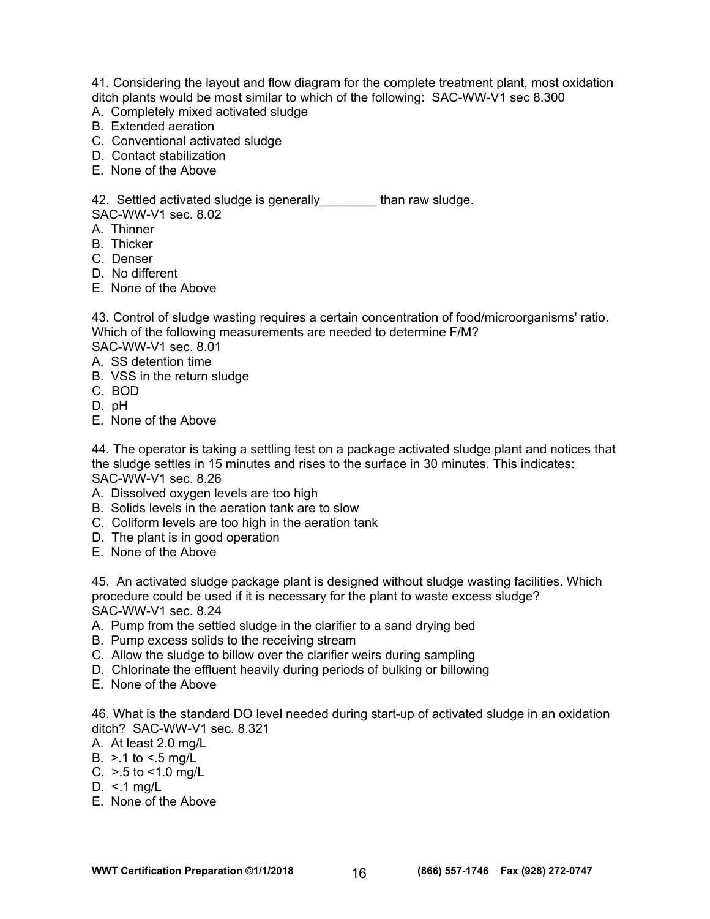41. Considering the layout and flow diagram for the complete treatment plant, most oxidation ditch plants would be most similar to which of the following: SAC-WW-V1 sec 8.300

A. Completely mixed activated sludge
B. Extended aeration
C. Conventional activated sludge
D. Contact stabilization
E. None of the Above

42. Settled activated sludge is generally________ than raw sludge.
SAC-WW-V1 sec. 8.02

A. Thinner
B. Thicker
C. Denser
D. No different
E. None of the Above

43. Control of sludge wasting requires a certain concentration of food/microorganisms' ratio. Which of the following measurements are needed to determine F/M?
SAC-WW-V1 sec. 8.01

A. SS detention time
B. VSS in the return sludge
C. BOD
D. pH
E. None of the Above

44. The operator is taking a settling test on a package activated sludge plant and notices that the sludge settles in 15 minutes and rises to the surface in 30 minutes. This indicates:
SAC-WW-V1 sec. 8.26

A. Dissolved oxygen levels are too high
B. Solids levels in the aeration tank are to slow
C. Coliform levels are too high in the aeration tank
D. The plant is in good operation
E. None of the Above

45. An activated sludge package plant is designed without sludge wasting facilities. Which procedure could be used if it is necessary for the plant to waste excess sludge?
SAC-WW-V1 sec. 8.24

A. Pump from the settled sludge in the clarifier to a sand drying bed
B. Pump excess solids to the receiving stream
C. Allow the sludge to billow over the clarifier weirs during sampling
D. Chlorinate the effluent heavily during periods of bulking or billowing
E. None of the Above

46. What is the standard DO level needed during start-up of activated sludge in an oxidation ditch? SAC-WW-V1 sec. 8.321

A. At least 2.0 mg/L
B. >.1 to <.5 mg/L
C. >.5 to <1.0 mg/L
D. <.1 mg/L
E. None of the Above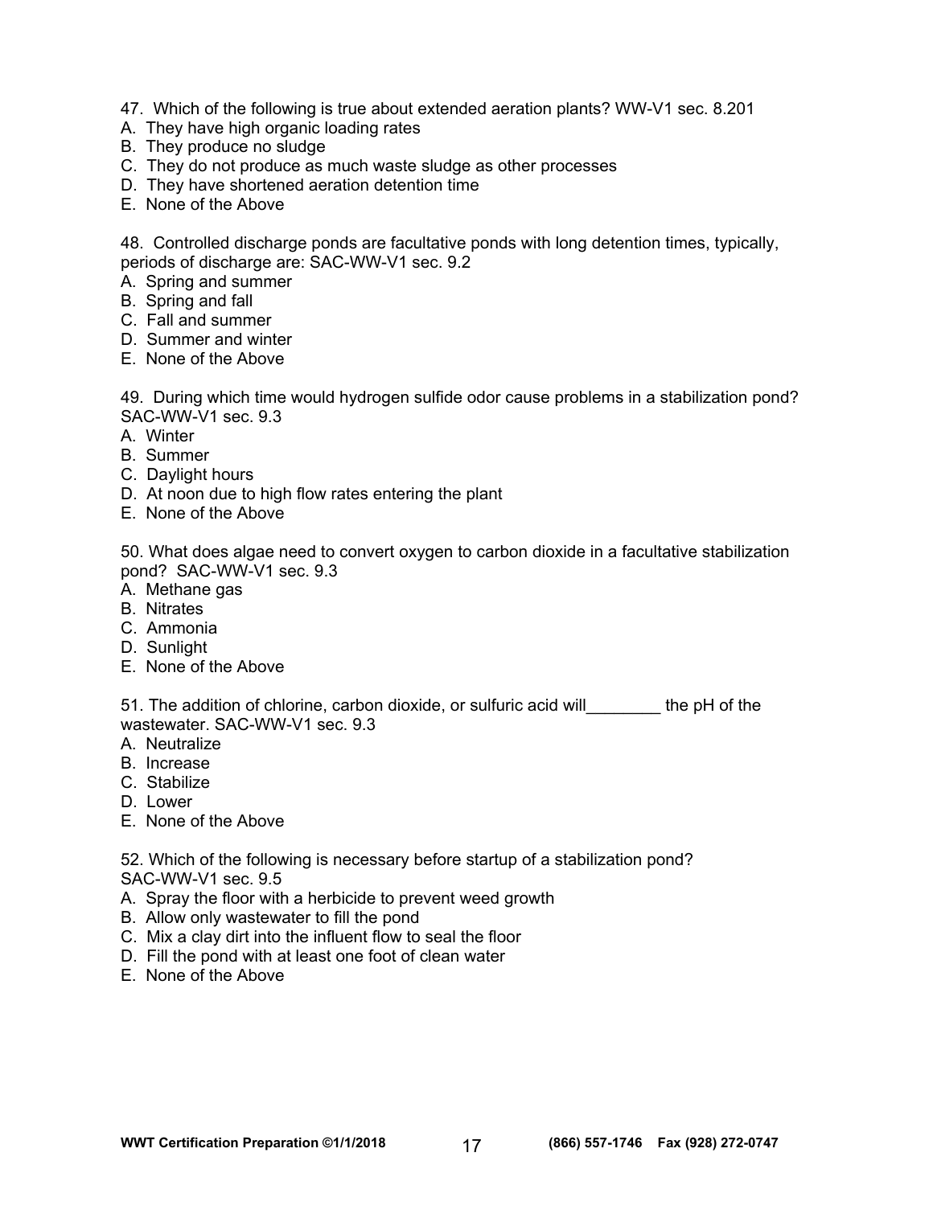47. Which of the following is true about extended aeration plants? WW-V1 sec. 8.201
A. They have high organic loading rates
B. They produce no sludge
C. They do not produce as much waste sludge as other processes
D. They have shortened aeration detention time
E. None of the Above

48. Controlled discharge ponds are facultative ponds with long detention times, typically, periods of discharge are: SAC-WW-V1 sec. 9.2
A. Spring and summer
B. Spring and fall
C. Fall and summer
D. Summer and winter
E. None of the Above

49. During which time would hydrogen sulfide odor cause problems in a stabilization pond? SAC-WW-V1 sec. 9.3
A. Winter
B. Summer
C. Daylight hours
D. At noon due to high flow rates entering the plant
E. None of the Above

50. What does algae need to convert oxygen to carbon dioxide in a facultative stabilization pond? SAC-WW-V1 sec. 9.3
A. Methane gas
B. Nitrates
C. Ammonia
D. Sunlight
E. None of the Above

51. The addition of chlorine, carbon dioxide, or sulfuric acid will________ the pH of the wastewater. SAC-WW-V1 sec. 9.3
A. Neutralize
B. Increase
C. Stabilize
D. Lower
E. None of the Above

52. Which of the following is necessary before startup of a stabilization pond? SAC-WW-V1 sec. 9.5
A. Spray the floor with a herbicide to prevent weed growth
B. Allow only wastewater to fill the pond
C. Mix a clay dirt into the influent flow to seal the floor
D. Fill the pond with at least one foot of clean water
E. None of the Above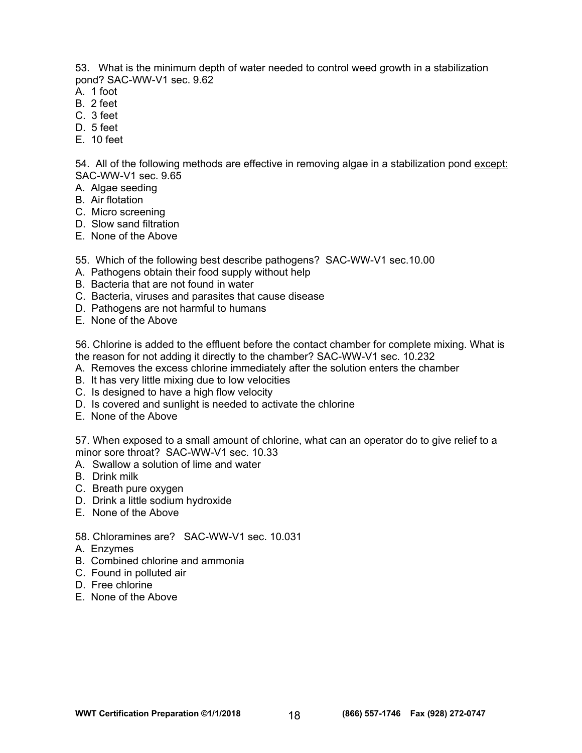53. What is the minimum depth of water needed to control weed growth in a stabilization pond? SAC-WW-V1 sec. 9.62

A. 1 foot
B. 2 feet
C. 3 feet
D. 5 feet
E. 10 feet

54. All of the following methods are effective in removing algae in a stabilization pond <u>except:</u> SAC-WW-V1 sec. 9.65

A. Algae seeding
B. Air flotation
C. Micro screening
D. Slow sand filtration
E. None of the Above

55. Which of the following best describe pathogens? SAC-WW-V1 sec.10.00

A. Pathogens obtain their food supply without help
B. Bacteria that are not found in water
C. Bacteria, viruses and parasites that cause disease
D. Pathogens are not harmful to humans
E. None of the Above

56. Chlorine is added to the effluent before the contact chamber for complete mixing. What is the reason for not adding it directly to the chamber? SAC-WW-V1 sec. 10.232

A. Removes the excess chlorine immediately after the solution enters the chamber
B. It has very little mixing due to low velocities
C. Is designed to have a high flow velocity
D. Is covered and sunlight is needed to activate the chlorine
E. None of the Above

57. When exposed to a small amount of chlorine, what can an operator do to give relief to a minor sore throat? SAC-WW-V1 sec. 10.33

A. Swallow a solution of lime and water
B. Drink milk
C. Breath pure oxygen
D. Drink a little sodium hydroxide
E. None of the Above

58. Chloramines are? SAC-WW-V1 sec. 10.031

A. Enzymes
B. Combined chlorine and ammonia
C. Found in polluted air
D. Free chlorine
E. None of the Above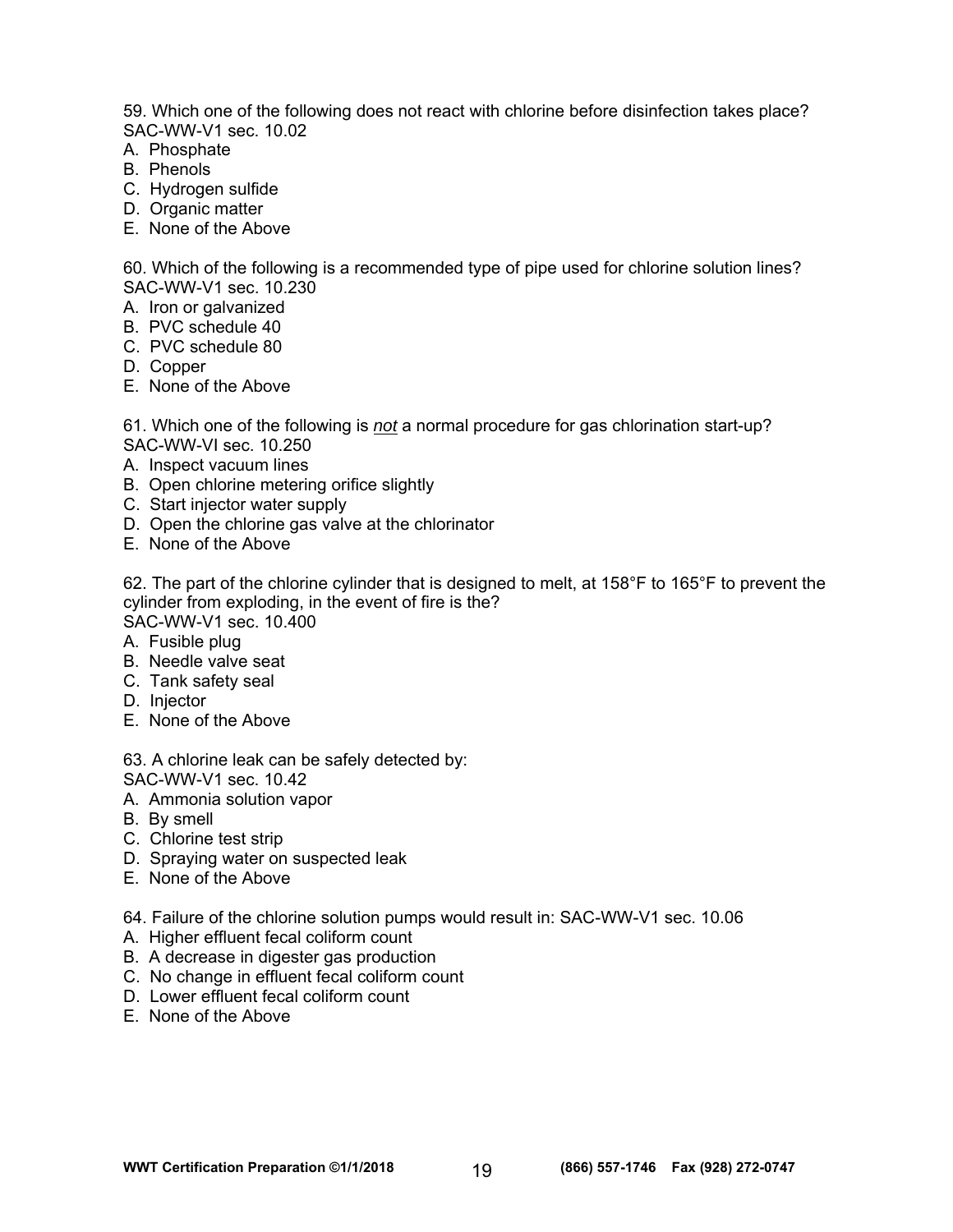59. Which one of the following does not react with chlorine before disinfection takes place? SAC-WW-V1 sec. 10.02

A. Phosphate
B. Phenols
C. Hydrogen sulfide
D. Organic matter
E. None of the Above

60. Which of the following is a recommended type of pipe used for chlorine solution lines? SAC-WW-V1 sec. 10.230

A. Iron or galvanized
B. PVC schedule 40
C. PVC schedule 80
D. Copper
E. None of the Above

61. Which one of the following is *not* a normal procedure for gas chlorination start-up? SAC-WW-VI sec. 10.250

A. Inspect vacuum lines
B. Open chlorine metering orifice slightly
C. Start injector water supply
D. Open the chlorine gas valve at the chlorinator
E. None of the Above

62. The part of the chlorine cylinder that is designed to melt, at 158°F to 165°F to prevent the cylinder from exploding, in the event of fire is the?
SAC-WW-V1 sec. 10.400

A. Fusible plug
B. Needle valve seat
C. Tank safety seal
D. Injector
E. None of the Above

63. A chlorine leak can be safely detected by:
SAC-WW-V1 sec. 10.42

A. Ammonia solution vapor
B. By smell
C. Chlorine test strip
D. Spraying water on suspected leak
E. None of the Above

64. Failure of the chlorine solution pumps would result in: SAC-WW-V1 sec. 10.06

A. Higher effluent fecal coliform count
B. A decrease in digester gas production
C. No change in effluent fecal coliform count
D. Lower effluent fecal coliform count
E. None of the Above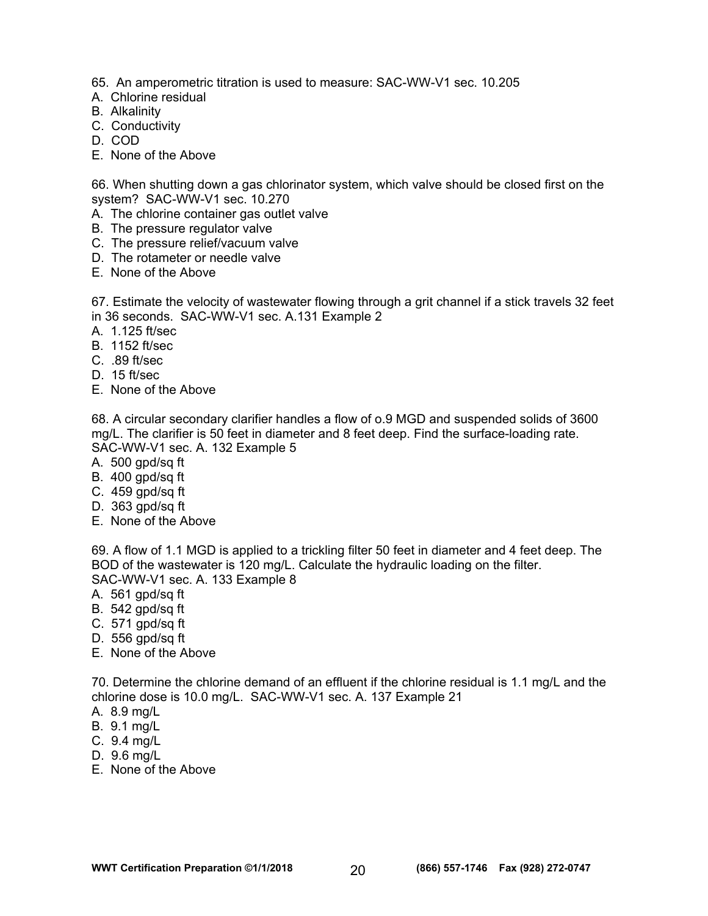65. An amperometric titration is used to measure: SAC-WW-V1 sec. 10.205

A. Chlorine residual
B. Alkalinity
C. Conductivity
D. COD
E. None of the Above

66. When shutting down a gas chlorinator system, which valve should be closed first on the system? SAC-WW-V1 sec. 10.270

A. The chlorine container gas outlet valve
B. The pressure regulator valve
C. The pressure relief/vacuum valve
D. The rotameter or needle valve
E. None of the Above

67. Estimate the velocity of wastewater flowing through a grit channel if a stick travels 32 feet in 36 seconds. SAC-WW-V1 sec. A.131 Example 2

A. 1.125 ft/sec
B. 1152 ft/sec
C. .89 ft/sec
D. 15 ft/sec
E. None of the Above

68. A circular secondary clarifier handles a flow of o.9 MGD and suspended solids of 3600 mg/L. The clarifier is 50 feet in diameter and 8 feet deep. Find the surface-loading rate. SAC-WW-V1 sec. A. 132 Example 5

A. 500 gpd/sq ft
B. 400 gpd/sq ft
C. 459 gpd/sq ft
D. 363 gpd/sq ft
E. None of the Above

69. A flow of 1.1 MGD is applied to a trickling filter 50 feet in diameter and 4 feet deep. The BOD of the wastewater is 120 mg/L. Calculate the hydraulic loading on the filter. SAC-WW-V1 sec. A. 133 Example 8

A. 561 gpd/sq ft
B. 542 gpd/sq ft
C. 571 gpd/sq ft
D. 556 gpd/sq ft
E. None of the Above

70. Determine the chlorine demand of an effluent if the chlorine residual is 1.1 mg/L and the chlorine dose is 10.0 mg/L. SAC-WW-V1 sec. A. 137 Example 21

A. 8.9 mg/L
B. 9.1 mg/L
C. 9.4 mg/L
D. 9.6 mg/L
E. None of the Above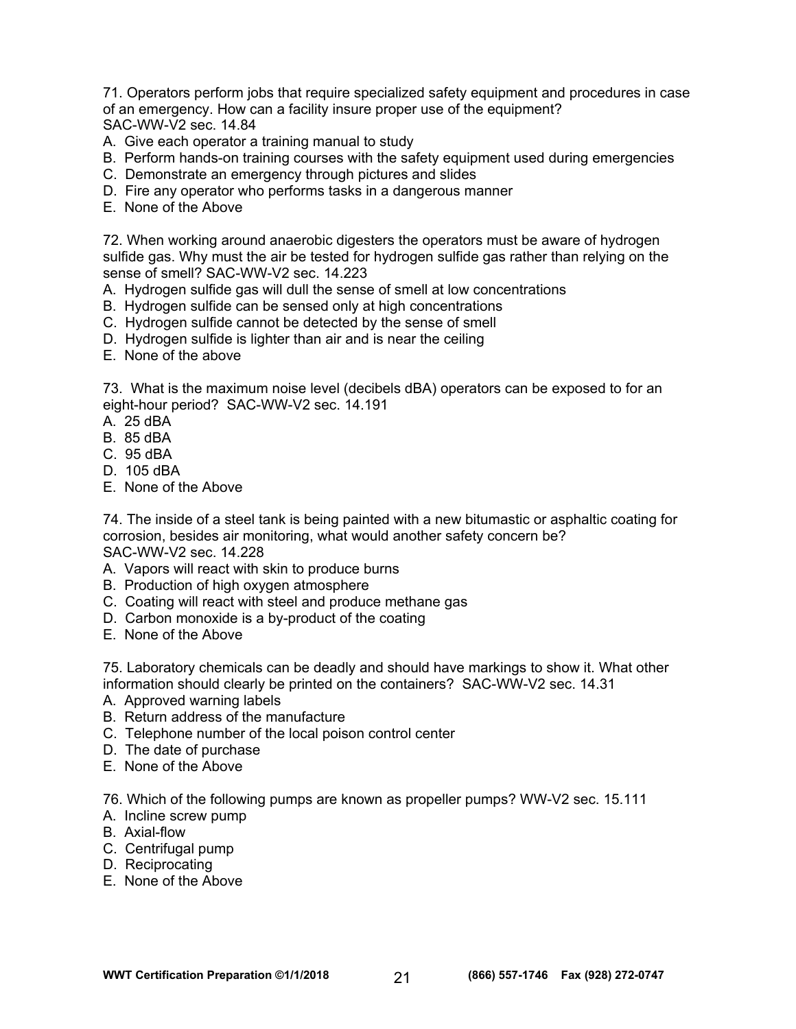71. Operators perform jobs that require specialized safety equipment and procedures in case of an emergency. How can a facility insure proper use of the equipment? SAC-WW-V2 sec. 14.84

A. Give each operator a training manual to study
B. Perform hands-on training courses with the safety equipment used during emergencies
C. Demonstrate an emergency through pictures and slides
D. Fire any operator who performs tasks in a dangerous manner
E. None of the Above

72. When working around anaerobic digesters the operators must be aware of hydrogen sulfide gas. Why must the air be tested for hydrogen sulfide gas rather than relying on the sense of smell? SAC-WW-V2 sec. 14.223

A. Hydrogen sulfide gas will dull the sense of smell at low concentrations
B. Hydrogen sulfide can be sensed only at high concentrations
C. Hydrogen sulfide cannot be detected by the sense of smell
D. Hydrogen sulfide is lighter than air and is near the ceiling
E. None of the above

73. What is the maximum noise level (decibels dBA) operators can be exposed to for an eight-hour period? SAC-WW-V2 sec. 14.191

A. 25 dBA
B. 85 dBA
C. 95 dBA
D. 105 dBA
E. None of the Above

74. The inside of a steel tank is being painted with a new bitumastic or asphaltic coating for corrosion, besides air monitoring, what would another safety concern be? SAC-WW-V2 sec. 14.228

A. Vapors will react with skin to produce burns
B. Production of high oxygen atmosphere
C. Coating will react with steel and produce methane gas
D. Carbon monoxide is a by-product of the coating
E. None of the Above

75. Laboratory chemicals can be deadly and should have markings to show it. What other information should clearly be printed on the containers? SAC-WW-V2 sec. 14.31

A. Approved warning labels
B. Return address of the manufacture
C. Telephone number of the local poison control center
D. The date of purchase
E. None of the Above

76. Which of the following pumps are known as propeller pumps? WW-V2 sec. 15.111

A. Incline screw pump
B. Axial-flow
C. Centrifugal pump
D. Reciprocating
E. None of the Above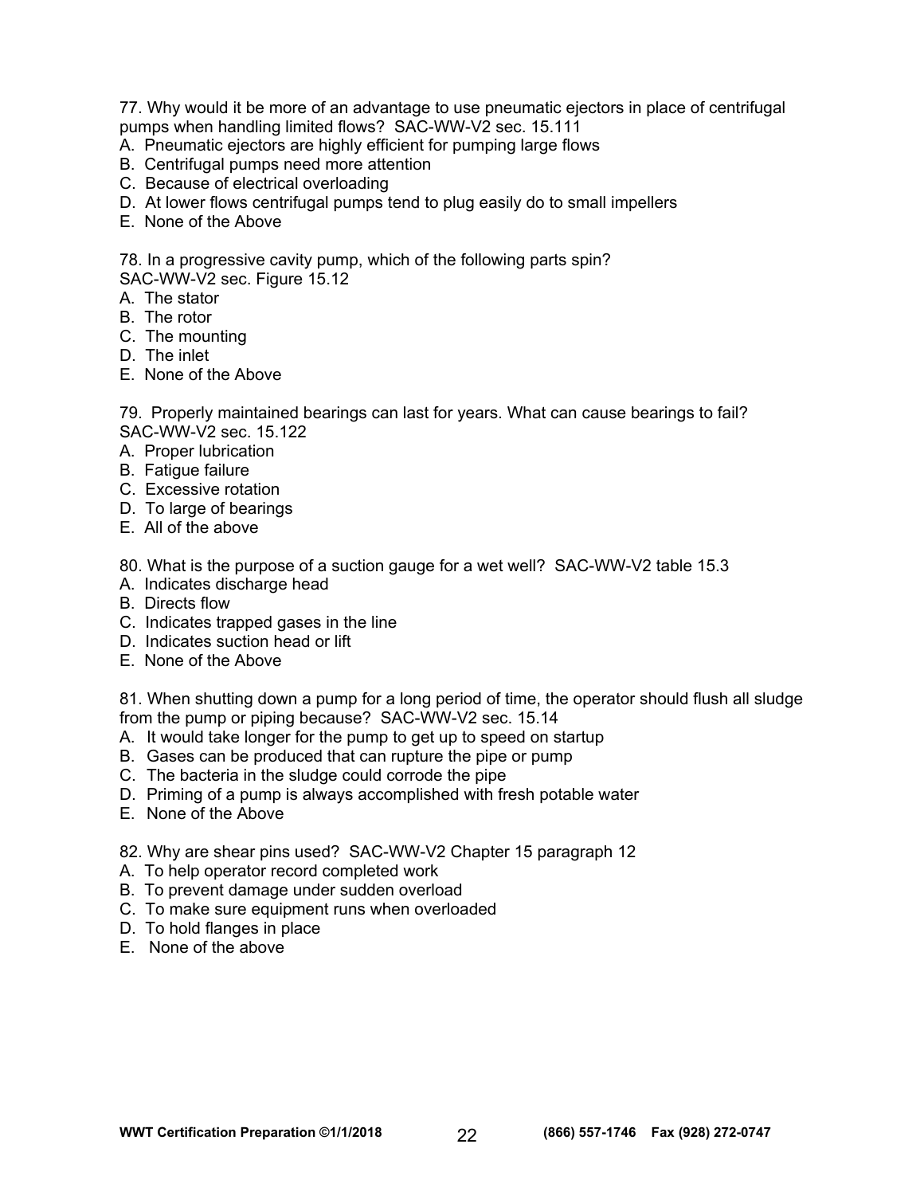77. Why would it be more of an advantage to use pneumatic ejectors in place of centrifugal pumps when handling limited flows? SAC-WW-V2 sec. 15.111

A. Pneumatic ejectors are highly efficient for pumping large flows
B. Centrifugal pumps need more attention
C. Because of electrical overloading
D. At lower flows centrifugal pumps tend to plug easily do to small impellers
E. None of the Above

78. In a progressive cavity pump, which of the following parts spin?
SAC-WW-V2 sec. Figure 15.12

A. The stator
B. The rotor
C. The mounting
D. The inlet
E. None of the Above

79. Properly maintained bearings can last for years. What can cause bearings to fail?
SAC-WW-V2 sec. 15.122

A. Proper lubrication
B. Fatigue failure
C. Excessive rotation
D. To large of bearings
E. All of the above

80. What is the purpose of a suction gauge for a wet well? SAC-WW-V2 table 15.3

A. Indicates discharge head
B. Directs flow
C. Indicates trapped gases in the line
D. Indicates suction head or lift
E. None of the Above

81. When shutting down a pump for a long period of time, the operator should flush all sludge from the pump or piping because? SAC-WW-V2 sec. 15.14

A. It would take longer for the pump to get up to speed on startup
B. Gases can be produced that can rupture the pipe or pump
C. The bacteria in the sludge could corrode the pipe
D. Priming of a pump is always accomplished with fresh potable water
E. None of the Above

82. Why are shear pins used? SAC-WW-V2 Chapter 15 paragraph 12

A. To help operator record completed work
B. To prevent damage under sudden overload
C. To make sure equipment runs when overloaded
D. To hold flanges in place
E. None of the above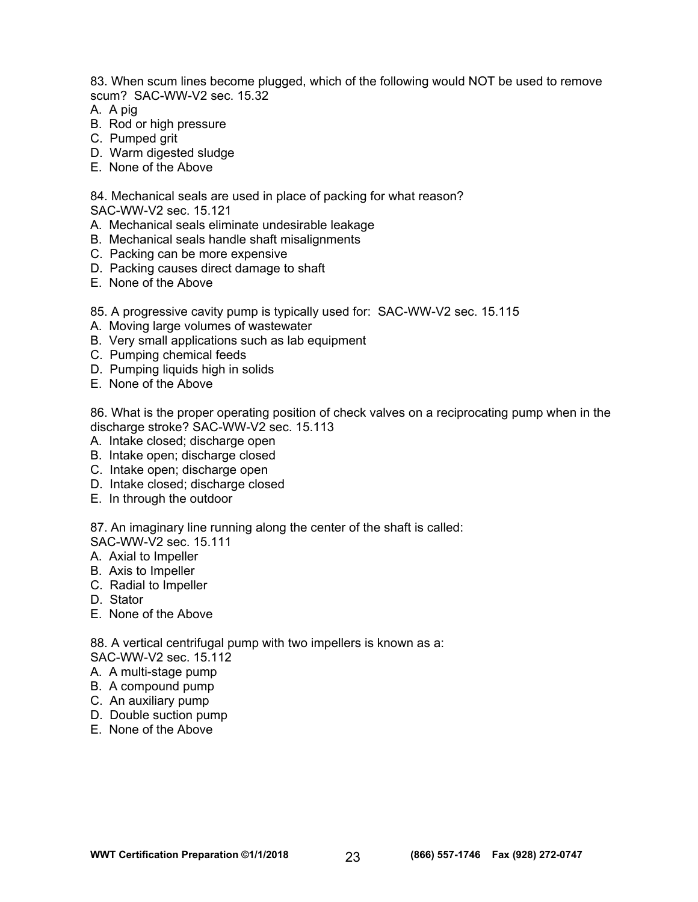83. When scum lines become plugged, which of the following would NOT be used to remove scum? SAC-WW-V2 sec. 15.32

A. A pig
B. Rod or high pressure
C. Pumped grit
D. Warm digested sludge
E. None of the Above

84. Mechanical seals are used in place of packing for what reason?
SAC-WW-V2 sec. 15.121

A. Mechanical seals eliminate undesirable leakage
B. Mechanical seals handle shaft misalignments
C. Packing can be more expensive
D. Packing causes direct damage to shaft
E. None of the Above

85. A progressive cavity pump is typically used for: SAC-WW-V2 sec. 15.115

A. Moving large volumes of wastewater
B. Very small applications such as lab equipment
C. Pumping chemical feeds
D. Pumping liquids high in solids
E. None of the Above

86. What is the proper operating position of check valves on a reciprocating pump when in the discharge stroke? SAC-WW-V2 sec. 15.113

A. Intake closed; discharge open
B. Intake open; discharge closed
C. Intake open; discharge open
D. Intake closed; discharge closed
E. In through the outdoor

87. An imaginary line running along the center of the shaft is called:
SAC-WW-V2 sec. 15.111

A. Axial to Impeller
B. Axis to Impeller
C. Radial to Impeller
D. Stator
E. None of the Above

88. A vertical centrifugal pump with two impellers is known as a:
SAC-WW-V2 sec. 15.112

A. A multi-stage pump
B. A compound pump
C. An auxiliary pump
D. Double suction pump
E. None of the Above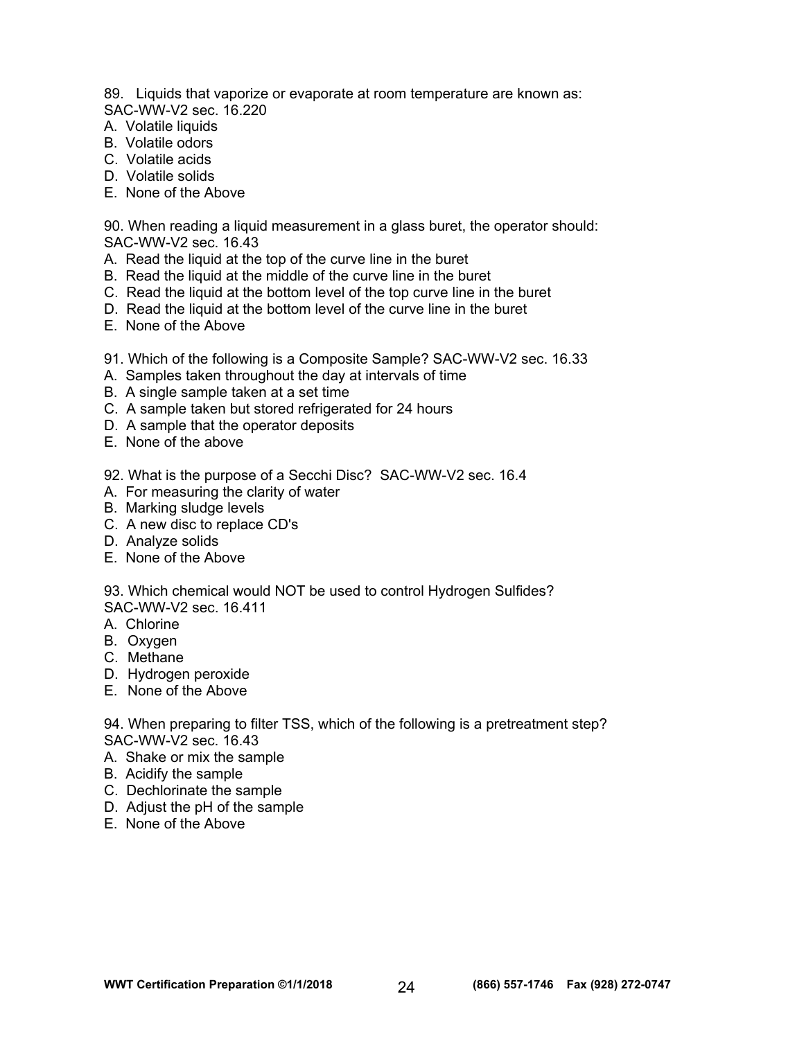89. Liquids that vaporize or evaporate at room temperature are known as: SAC-WW-V2 sec. 16.220

A. Volatile liquids
B. Volatile odors
C. Volatile acids
D. Volatile solids
E. None of the Above

90. When reading a liquid measurement in a glass buret, the operator should: SAC-WW-V2 sec. 16.43

A. Read the liquid at the top of the curve line in the buret
B. Read the liquid at the middle of the curve line in the buret
C. Read the liquid at the bottom level of the top curve line in the buret
D. Read the liquid at the bottom level of the curve line in the buret
E. None of the Above

91. Which of the following is a Composite Sample? SAC-WW-V2 sec. 16.33

A. Samples taken throughout the day at intervals of time
B. A single sample taken at a set time
C. A sample taken but stored refrigerated for 24 hours
D. A sample that the operator deposits
E. None of the above

92. What is the purpose of a Secchi Disc? SAC-WW-V2 sec. 16.4

A. For measuring the clarity of water
B. Marking sludge levels
C. A new disc to replace CD's
D. Analyze solids
E. None of the Above

93. Which chemical would NOT be used to control Hydrogen Sulfides? SAC-WW-V2 sec. 16.411

A. Chlorine
B. Oxygen
C. Methane
D. Hydrogen peroxide
E. None of the Above

94. When preparing to filter TSS, which of the following is a pretreatment step? SAC-WW-V2 sec. 16.43

A. Shake or mix the sample
B. Acidify the sample
C. Dechlorinate the sample
D. Adjust the pH of the sample
E. None of the Above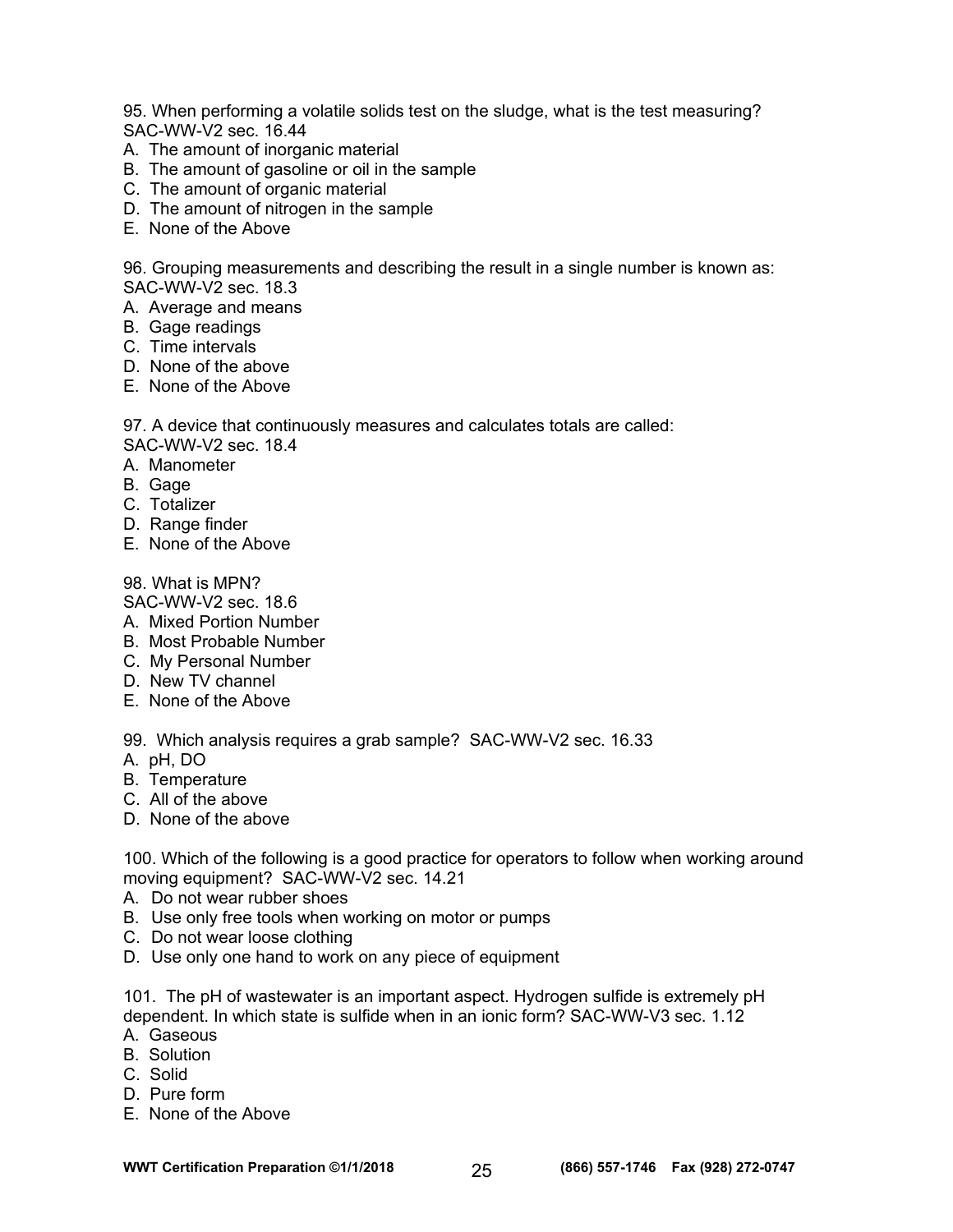95. When performing a volatile solids test on the sludge, what is the test measuring? SAC-WW-V2 sec. 16.44

A. The amount of inorganic material
B. The amount of gasoline or oil in the sample
C. The amount of organic material
D. The amount of nitrogen in the sample
E. None of the Above

96. Grouping measurements and describing the result in a single number is known as: SAC-WW-V2 sec. 18.3

A. Average and means
B. Gage readings
C. Time intervals
D. None of the above
E. None of the Above

97. A device that continuously measures and calculates totals are called: SAC-WW-V2 sec. 18.4

A. Manometer
B. Gage
C. Totalizer
D. Range finder
E. None of the Above

98. What is MPN?
SAC-WW-V2 sec. 18.6

A. Mixed Portion Number
B. Most Probable Number
C. My Personal Number
D. New TV channel
E. None of the Above

99. Which analysis requires a grab sample? SAC-WW-V2 sec. 16.33

A. pH, DO
B. Temperature
C. All of the above
D. None of the above

100. Which of the following is a good practice for operators to follow when working around moving equipment? SAC-WW-V2 sec. 14.21

A. Do not wear rubber shoes
B. Use only free tools when working on motor or pumps
C. Do not wear loose clothing
D. Use only one hand to work on any piece of equipment

101. The pH of wastewater is an important aspect. Hydrogen sulfide is extremely pH dependent. In which state is sulfide when in an ionic form? SAC-WW-V3 sec. 1.12

A. Gaseous
B. Solution
C. Solid
D. Pure form
E. None of the Above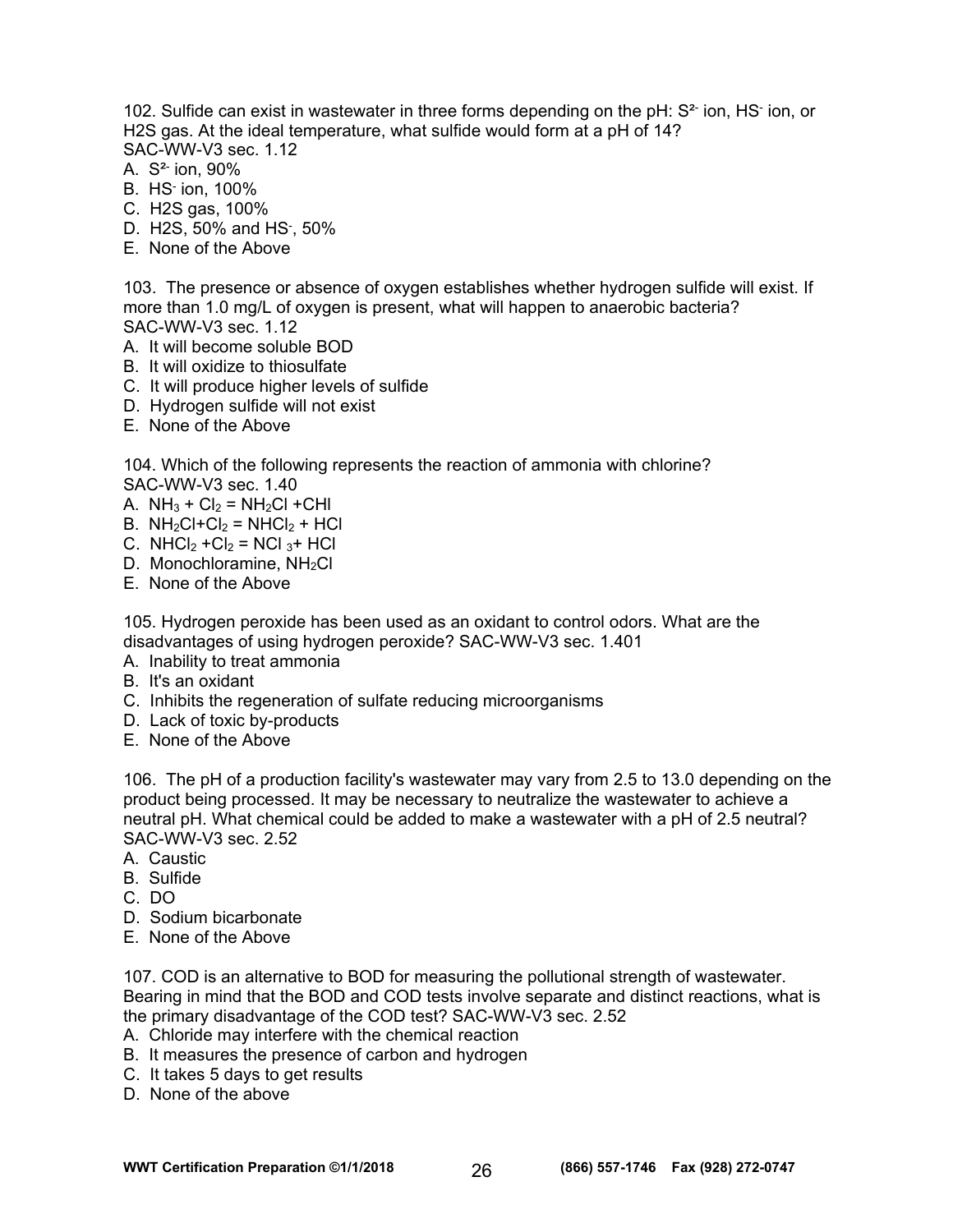102. Sulfide can exist in wastewater in three forms depending on the pH: $S^{2-}$ ion, $HS^-$ ion, or H2S gas. At the ideal temperature, what sulfide would form at a pH of 14?
SAC-WW-V3 sec. 1.12

A. $S^{2-}$ ion, 90%
B. $HS^-$ ion, 100%
C. H2S gas, 100%
D. H2S, 50% and $HS^-$, 50%
E. None of the Above

103. The presence or absence of oxygen establishes whether hydrogen sulfide will exist. If more than 1.0 mg/L of oxygen is present, what will happen to anaerobic bacteria?
SAC-WW-V3 sec. 1.12

A. It will become soluble BOD
B. It will oxidize to thiosulfate
C. It will produce higher levels of sulfide
D. Hydrogen sulfide will not exist
E. None of the Above

104. Which of the following represents the reaction of ammonia with chlorine?
SAC-WW-V3 sec. 1.40

A. $NH_3 + Cl_2 = NH_2Cl + CHl$
B. $NH_2Cl + Cl_2 = NHCl_2 + HCl$
C. $NHCl_2 + Cl_2 = NCl_3 + HCl$
D. Monochloramine, $NH_2Cl$
E. None of the Above

105. Hydrogen peroxide has been used as an oxidant to control odors. What are the disadvantages of using hydrogen peroxide? SAC-WW-V3 sec. 1.401

A. Inability to treat ammonia
B. It's an oxidant
C. Inhibits the regeneration of sulfate reducing microorganisms
D. Lack of toxic by-products
E. None of the Above

106. The pH of a production facility's wastewater may vary from 2.5 to 13.0 depending on the product being processed. It may be necessary to neutralize the wastewater to achieve a neutral pH. What chemical could be added to make a wastewater with a pH of 2.5 neutral?
SAC-WW-V3 sec. 2.52

A. Caustic
B. Sulfide
C. DO
D. Sodium bicarbonate
E. None of the Above

107. COD is an alternative to BOD for measuring the pollutional strength of wastewater. Bearing in mind that the BOD and COD tests involve separate and distinct reactions, what is the primary disadvantage of the COD test? SAC-WW-V3 sec. 2.52

A. Chloride may interfere with the chemical reaction
B. It measures the presence of carbon and hydrogen
C. It takes 5 days to get results
D. None of the above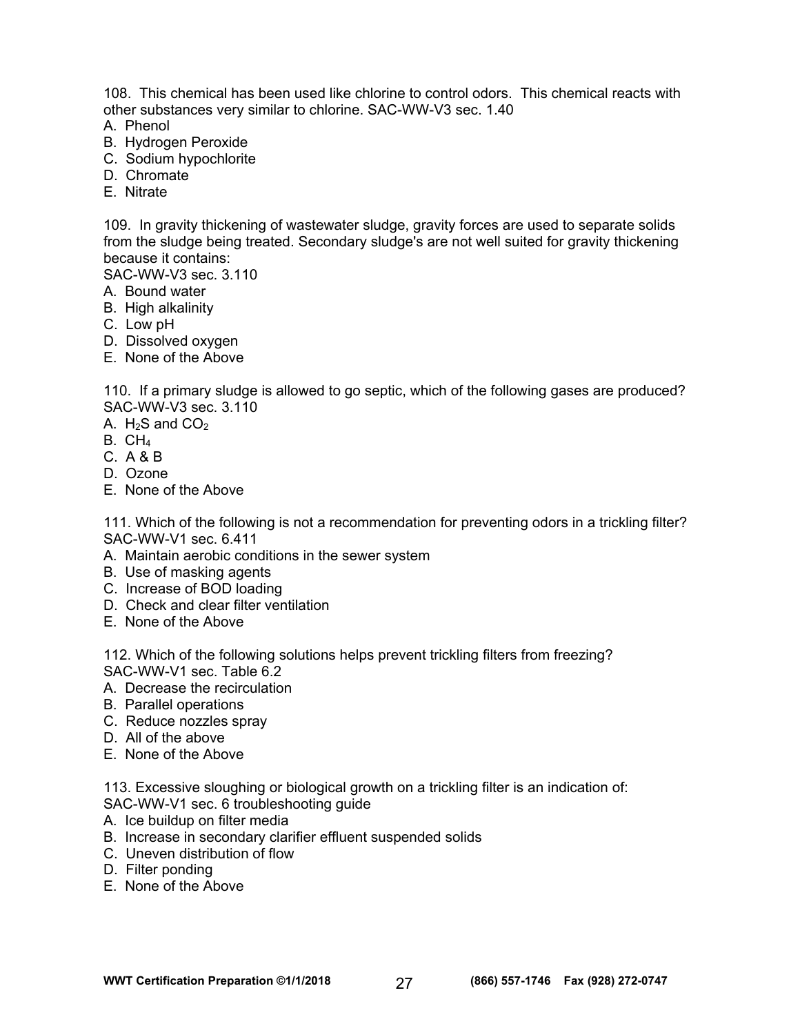108. This chemical has been used like chlorine to control odors. This chemical reacts with other substances very similar to chlorine. SAC-WW-V3 sec. 1.40

A. Phenol
B. Hydrogen Peroxide
C. Sodium hypochlorite
D. Chromate
E. Nitrate

109. In gravity thickening of wastewater sludge, gravity forces are used to separate solids from the sludge being treated. Secondary sludge's are not well suited for gravity thickening because it contains:
SAC-WW-V3 sec. 3.110

A. Bound water
B. High alkalinity
C. Low pH
D. Dissolved oxygen
E. None of the Above

110. If a primary sludge is allowed to go septic, which of the following gases are produced? SAC-WW-V3 sec. 3.110

A. $H_2S$ and $CO_2$
B. $CH_4$
C. A & B
D. Ozone
E. None of the Above

111. Which of the following is not a recommendation for preventing odors in a trickling filter? SAC-WW-V1 sec. 6.411

A. Maintain aerobic conditions in the sewer system
B. Use of masking agents
C. Increase of BOD loading
D. Check and clear filter ventilation
E. None of the Above

112. Which of the following solutions helps prevent trickling filters from freezing?
SAC-WW-V1 sec. Table 6.2

A. Decrease the recirculation
B. Parallel operations
C. Reduce nozzles spray
D. All of the above
E. None of the Above

113. Excessive sloughing or biological growth on a trickling filter is an indication of:
SAC-WW-V1 sec. 6 troubleshooting guide

A. Ice buildup on filter media
B. Increase in secondary clarifier effluent suspended solids
C. Uneven distribution of flow
D. Filter ponding
E. None of the Above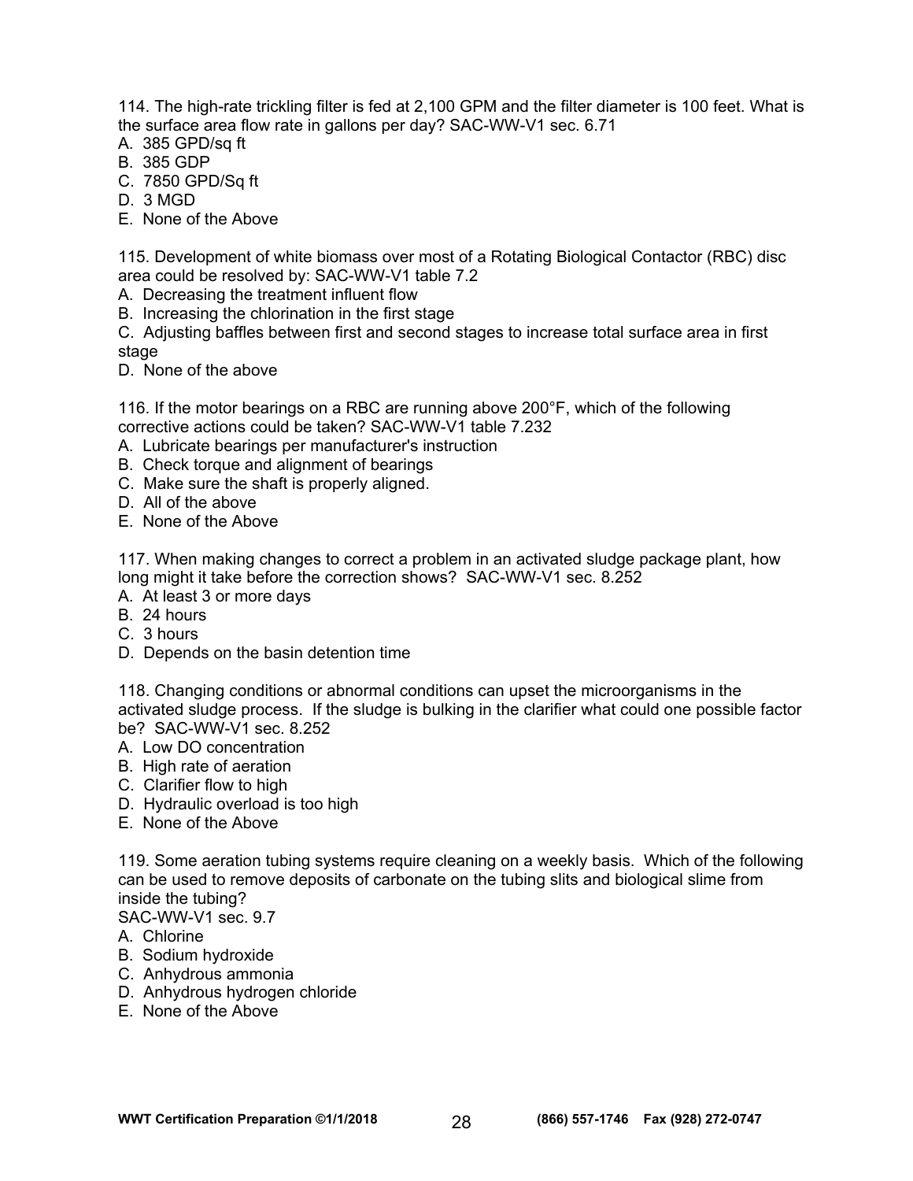114. The high-rate trickling filter is fed at 2,100 GPM and the filter diameter is 100 feet. What is the surface area flow rate in gallons per day? SAC-WW-V1 sec. 6.71

A. 385 GPD/sq ft
B. 385 GDP
C. 7850 GPD/Sq ft
D. 3 MGD
E. None of the Above

115. Development of white biomass over most of a Rotating Biological Contactor (RBC) disc area could be resolved by: SAC-WW-V1 table 7.2

A. Decreasing the treatment influent flow
B. Increasing the chlorination in the first stage
C. Adjusting baffles between first and second stages to increase total surface area in first stage
D. None of the above

116. If the motor bearings on a RBC are running above 200°F, which of the following corrective actions could be taken? SAC-WW-V1 table 7.232

A. Lubricate bearings per manufacturer's instruction
B. Check torque and alignment of bearings
C. Make sure the shaft is properly aligned.
D. All of the above
E. None of the Above

117. When making changes to correct a problem in an activated sludge package plant, how long might it take before the correction shows? SAC-WW-V1 sec. 8.252

A. At least 3 or more days
B. 24 hours
C. 3 hours
D. Depends on the basin detention time

118. Changing conditions or abnormal conditions can upset the microorganisms in the activated sludge process. If the sludge is bulking in the clarifier what could one possible factor be? SAC-WW-V1 sec. 8.252

A. Low DO concentration
B. High rate of aeration
C. Clarifier flow to high
D. Hydraulic overload is too high
E. None of the Above

119. Some aeration tubing systems require cleaning on a weekly basis. Which of the following can be used to remove deposits of carbonate on the tubing slits and biological slime from inside the tubing?
SAC-WW-V1 sec. 9.7

A. Chlorine
B. Sodium hydroxide
C. Anhydrous ammonia
D. Anhydrous hydrogen chloride
E. None of the Above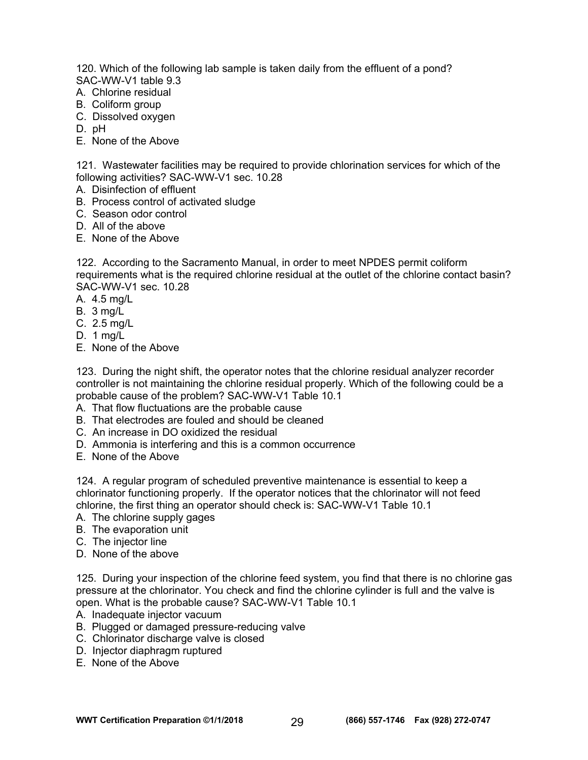120. Which of the following lab sample is taken daily from the effluent of a pond? SAC-WW-V1 table 9.3
A. Chlorine residual
B. Coliform group
C. Dissolved oxygen
D. pH
E. None of the Above

121. Wastewater facilities may be required to provide chlorination services for which of the following activities? SAC-WW-V1 sec. 10.28
A. Disinfection of effluent
B. Process control of activated sludge
C. Season odor control
D. All of the above
E. None of the Above

122. According to the Sacramento Manual, in order to meet NPDES permit coliform requirements what is the required chlorine residual at the outlet of the chlorine contact basin? SAC-WW-V1 sec. 10.28
A. 4.5 mg/L
B. 3 mg/L
C. 2.5 mg/L
D. 1 mg/L
E. None of the Above

123. During the night shift, the operator notes that the chlorine residual analyzer recorder controller is not maintaining the chlorine residual properly. Which of the following could be a probable cause of the problem? SAC-WW-V1 Table 10.1
A. That flow fluctuations are the probable cause
B. That electrodes are fouled and should be cleaned
C. An increase in DO oxidized the residual
D. Ammonia is interfering and this is a common occurrence
E. None of the Above

124. A regular program of scheduled preventive maintenance is essential to keep a chlorinator functioning properly. If the operator notices that the chlorinator will not feed chlorine, the first thing an operator should check is: SAC-WW-V1 Table 10.1
A. The chlorine supply gages
B. The evaporation unit
C. The injector line
D. None of the above

125. During your inspection of the chlorine feed system, you find that there is no chlorine gas pressure at the chlorinator. You check and find the chlorine cylinder is full and the valve is open. What is the probable cause? SAC-WW-V1 Table 10.1
A. Inadequate injector vacuum
B. Plugged or damaged pressure-reducing valve
C. Chlorinator discharge valve is closed
D. Injector diaphragm ruptured
E. None of the Above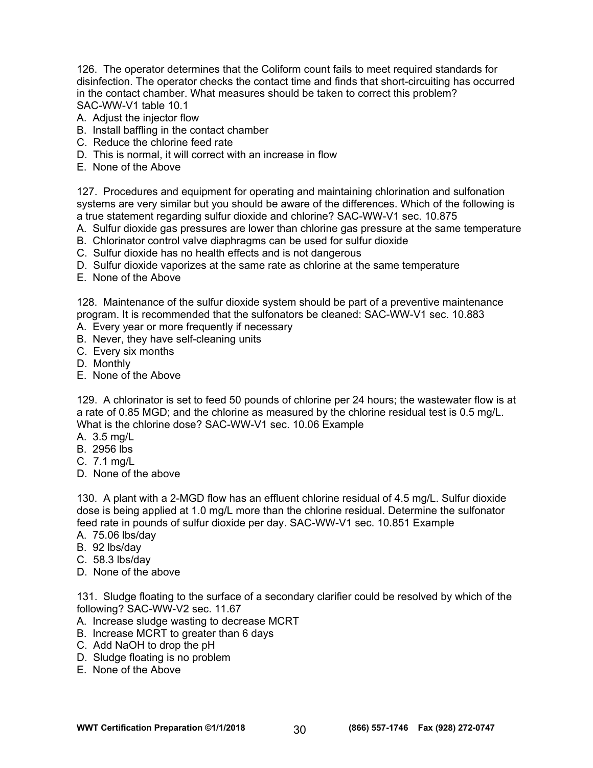126. The operator determines that the Coliform count fails to meet required standards for disinfection. The operator checks the contact time and finds that short-circuiting has occurred in the contact chamber. What measures should be taken to correct this problem? SAC-WW-V1 table 10.1

A. Adjust the injector flow
B. Install baffling in the contact chamber
C. Reduce the chlorine feed rate
D. This is normal, it will correct with an increase in flow
E. None of the Above

127. Procedures and equipment for operating and maintaining chlorination and sulfonation systems are very similar but you should be aware of the differences. Which of the following is a true statement regarding sulfur dioxide and chlorine? SAC-WW-V1 sec. 10.875

A. Sulfur dioxide gas pressures are lower than chlorine gas pressure at the same temperature
B. Chlorinator control valve diaphragms can be used for sulfur dioxide
C. Sulfur dioxide has no health effects and is not dangerous
D. Sulfur dioxide vaporizes at the same rate as chlorine at the same temperature
E. None of the Above

128. Maintenance of the sulfur dioxide system should be part of a preventive maintenance program. It is recommended that the sulfonators be cleaned: SAC-WW-V1 sec. 10.883

A. Every year or more frequently if necessary
B. Never, they have self-cleaning units
C. Every six months
D. Monthly
E. None of the Above

129. A chlorinator is set to feed 50 pounds of chlorine per 24 hours; the wastewater flow is at a rate of 0.85 MGD; and the chlorine as measured by the chlorine residual test is 0.5 mg/L. What is the chlorine dose? SAC-WW-V1 sec. 10.06 Example

A. 3.5 mg/L
B. 2956 lbs
C. 7.1 mg/L
D. None of the above

130. A plant with a 2-MGD flow has an effluent chlorine residual of 4.5 mg/L. Sulfur dioxide dose is being applied at 1.0 mg/L more than the chlorine residual. Determine the sulfonator feed rate in pounds of sulfur dioxide per day. SAC-WW-V1 sec. 10.851 Example

A. 75.06 lbs/day
B. 92 lbs/day
C. 58.3 lbs/day
D. None of the above

131. Sludge floating to the surface of a secondary clarifier could be resolved by which of the following? SAC-WW-V2 sec. 11.67

A. Increase sludge wasting to decrease MCRT
B. Increase MCRT to greater than 6 days
C. Add NaOH to drop the pH
D. Sludge floating is no problem
E. None of the Above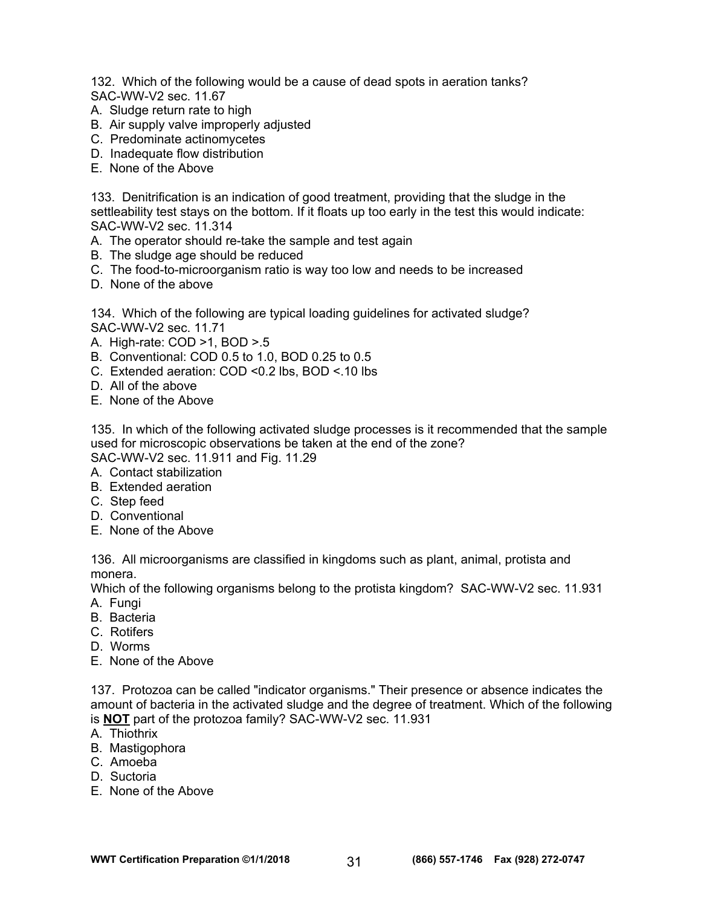132. Which of the following would be a cause of dead spots in aeration tanks?
SAC-WW-V2 sec. 11.67

A. Sludge return rate to high
B. Air supply valve improperly adjusted
C. Predominate actinomycetes
D. Inadequate flow distribution
E. None of the Above

133. Denitrification is an indication of good treatment, providing that the sludge in the settleability test stays on the bottom. If it floats up too early in the test this would indicate:
SAC-WW-V2 sec. 11.314

A. The operator should re-take the sample and test again
B. The sludge age should be reduced
C. The food-to-microorganism ratio is way too low and needs to be increased
D. None of the above

134. Which of the following are typical loading guidelines for activated sludge?
SAC-WW-V2 sec. 11.71

A. High-rate: COD >1, BOD >.5
B. Conventional: COD 0.5 to 1.0, BOD 0.25 to 0.5
C. Extended aeration: COD <0.2 lbs, BOD <.10 lbs
D. All of the above
E. None of the Above

135. In which of the following activated sludge processes is it recommended that the sample used for microscopic observations be taken at the end of the zone?
SAC-WW-V2 sec. 11.911 and Fig. 11.29

A. Contact stabilization
B. Extended aeration
C. Step feed
D. Conventional
E. None of the Above

136. All microorganisms are classified in kingdoms such as plant, animal, protista and monera.
Which of the following organisms belong to the protista kingdom? SAC-WW-V2 sec. 11.931

A. Fungi
B. Bacteria
C. Rotifers
D. Worms
E. None of the Above

137. Protozoa can be called "indicator organisms." Their presence or absence indicates the amount of bacteria in the activated sludge and the degree of treatment. Which of the following is **NOT** part of the protozoa family? SAC-WW-V2 sec. 11.931

A. Thiothrix
B. Mastigophora
C. Amoeba
D. Suctoria
E. None of the Above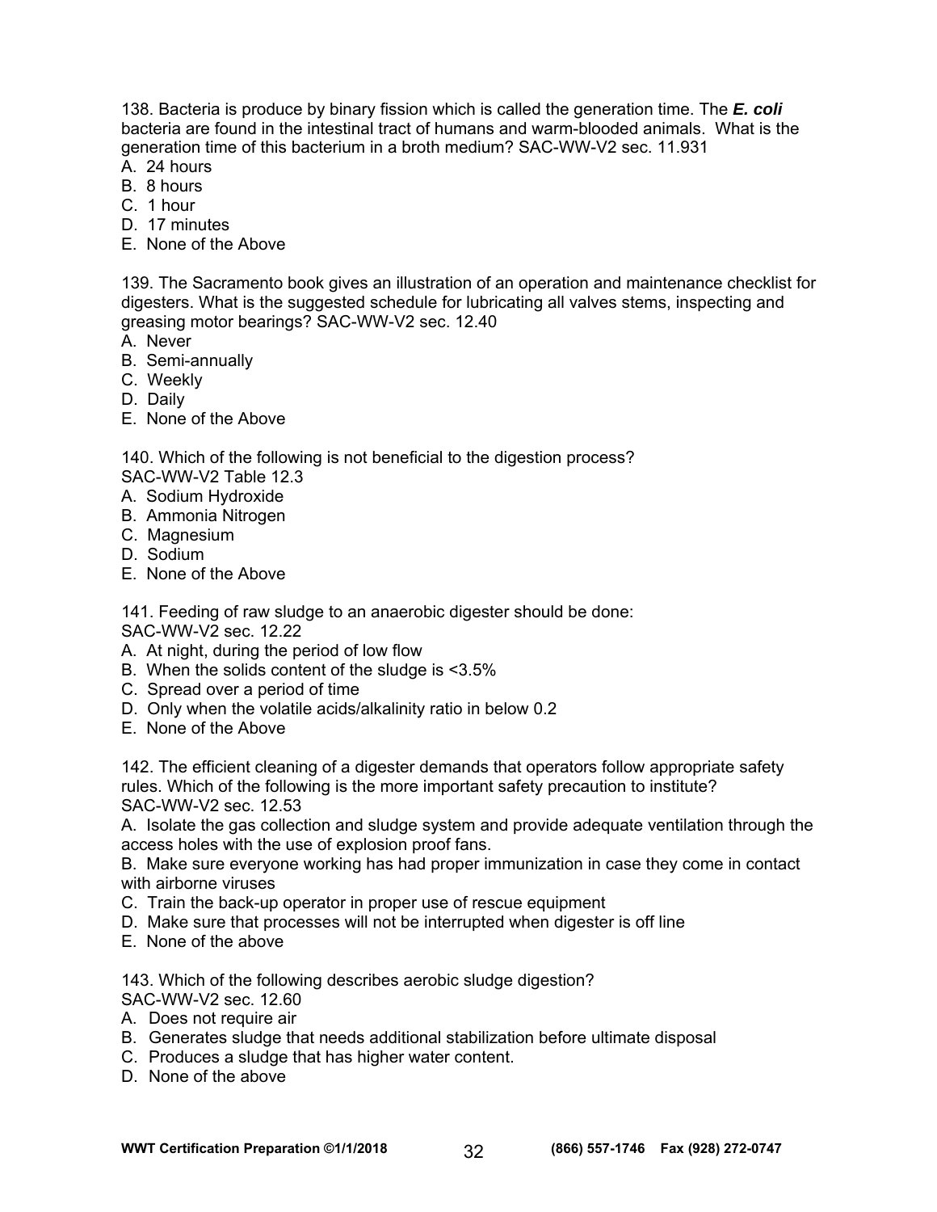138. Bacteria is produce by binary fission which is called the generation time. The ***E. coli*** bacteria are found in the intestinal tract of humans and warm-blooded animals. What is the generation time of this bacterium in a broth medium? SAC-WW-V2 sec. 11.931

A. 24 hours
B. 8 hours
C. 1 hour
D. 17 minutes
E. None of the Above

139. The Sacramento book gives an illustration of an operation and maintenance checklist for digesters. What is the suggested schedule for lubricating all valves stems, inspecting and greasing motor bearings? SAC-WW-V2 sec. 12.40

A. Never
B. Semi-annually
C. Weekly
D. Daily
E. None of the Above

140. Which of the following is not beneficial to the digestion process?
SAC-WW-V2 Table 12.3

A. Sodium Hydroxide
B. Ammonia Nitrogen
C. Magnesium
D. Sodium
E. None of the Above

141. Feeding of raw sludge to an anaerobic digester should be done:
SAC-WW-V2 sec. 12.22

A. At night, during the period of low flow
B. When the solids content of the sludge is <3.5%
C. Spread over a period of time
D. Only when the volatile acids/alkalinity ratio in below 0.2
E. None of the Above

142. The efficient cleaning of a digester demands that operators follow appropriate safety rules. Which of the following is the more important safety precaution to institute?
SAC-WW-V2 sec. 12.53

A. Isolate the gas collection and sludge system and provide adequate ventilation through the access holes with the use of explosion proof fans.
B. Make sure everyone working has had proper immunization in case they come in contact with airborne viruses
C. Train the back-up operator in proper use of rescue equipment
D. Make sure that processes will not be interrupted when digester is off line
E. None of the above

143. Which of the following describes aerobic sludge digestion?
SAC-WW-V2 sec. 12.60

A. Does not require air
B. Generates sludge that needs additional stabilization before ultimate disposal
C. Produces a sludge that has higher water content.
D. None of the above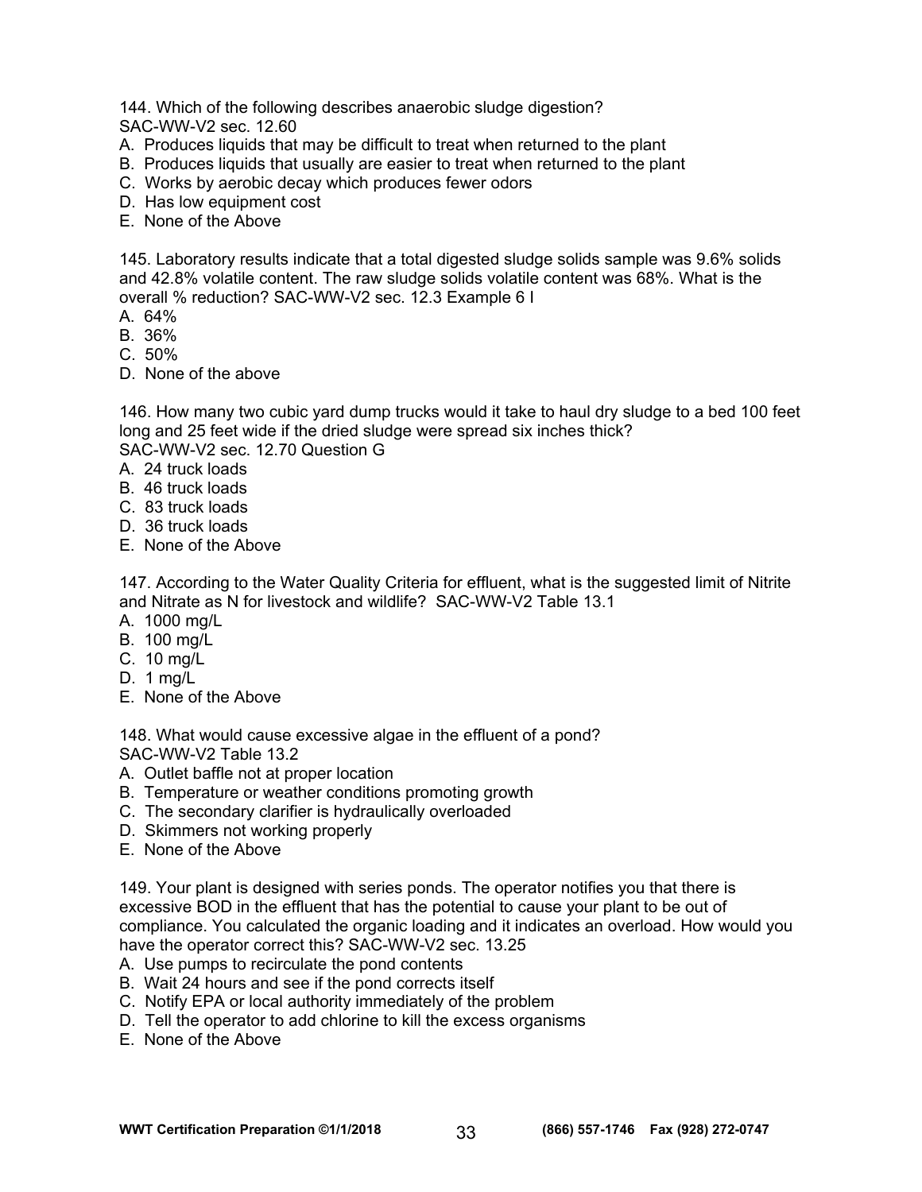144. Which of the following describes anaerobic sludge digestion?
SAC-WW-V2 sec. 12.60

A. Produces liquids that may be difficult to treat when returned to the plant
B. Produces liquids that usually are easier to treat when returned to the plant
C. Works by aerobic decay which produces fewer odors
D. Has low equipment cost
E. None of the Above

145. Laboratory results indicate that a total digested sludge solids sample was 9.6% solids and 42.8% volatile content. The raw sludge solids volatile content was 68%. What is the overall % reduction? SAC-WW-V2 sec. 12.3 Example 6 I

A. 64%
B. 36%
C. 50%
D. None of the above

146. How many two cubic yard dump trucks would it take to haul dry sludge to a bed 100 feet long and 25 feet wide if the dried sludge were spread six inches thick?
SAC-WW-V2 sec. 12.70 Question G

A. 24 truck loads
B. 46 truck loads
C. 83 truck loads
D. 36 truck loads
E. None of the Above

147. According to the Water Quality Criteria for effluent, what is the suggested limit of Nitrite and Nitrate as N for livestock and wildlife? SAC-WW-V2 Table 13.1

A. 1000 mg/L
B. 100 mg/L
C. 10 mg/L
D. 1 mg/L
E. None of the Above

148. What would cause excessive algae in the effluent of a pond?
SAC-WW-V2 Table 13.2

A. Outlet baffle not at proper location
B. Temperature or weather conditions promoting growth
C. The secondary clarifier is hydraulically overloaded
D. Skimmers not working properly
E. None of the Above

149. Your plant is designed with series ponds. The operator notifies you that there is excessive BOD in the effluent that has the potential to cause your plant to be out of compliance. You calculated the organic loading and it indicates an overload. How would you have the operator correct this? SAC-WW-V2 sec. 13.25

A. Use pumps to recirculate the pond contents
B. Wait 24 hours and see if the pond corrects itself
C. Notify EPA or local authority immediately of the problem
D. Tell the operator to add chlorine to kill the excess organisms
E. None of the Above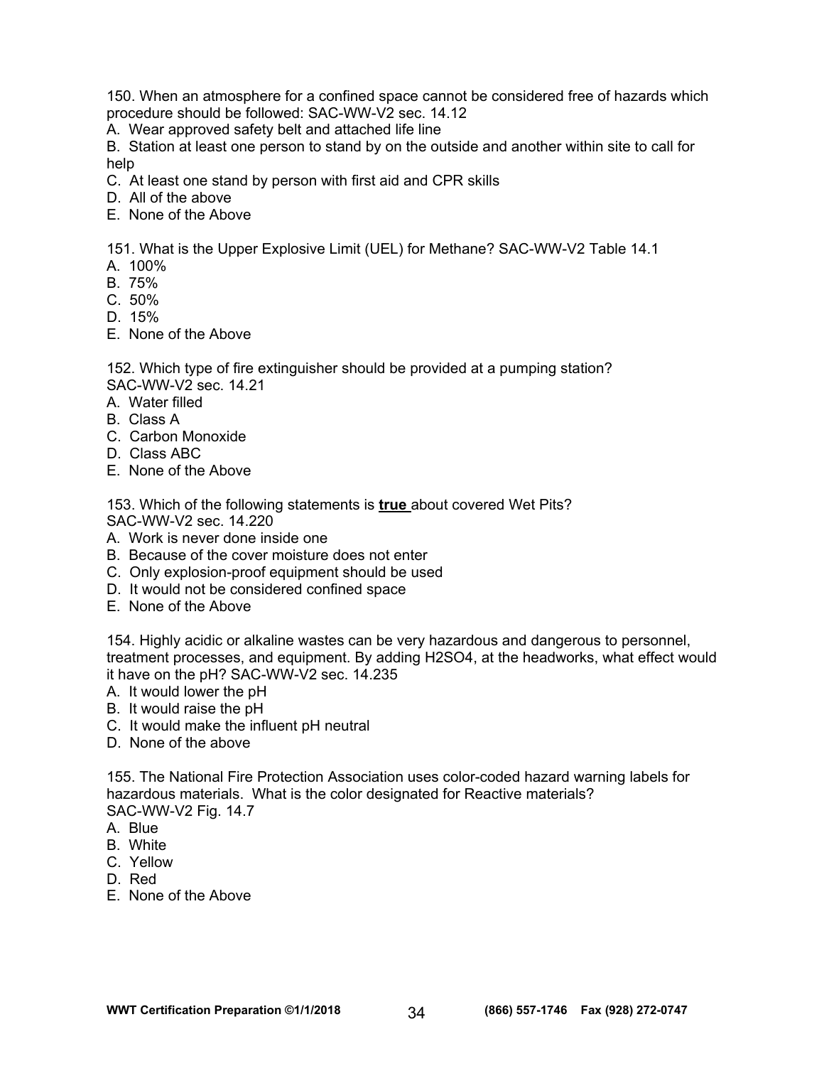150. When an atmosphere for a confined space cannot be considered free of hazards which procedure should be followed: SAC-WW-V2 sec. 14.12

A. Wear approved safety belt and attached life line
B. Station at least one person to stand by on the outside and another within site to call for help
C. At least one stand by person with first aid and CPR skills
D. All of the above
E. None of the Above

151. What is the Upper Explosive Limit (UEL) for Methane? SAC-WW-V2 Table 14.1

A. 100%
B. 75%
C. 50%
D. 15%
E. None of the Above

152. Which type of fire extinguisher should be provided at a pumping station? SAC-WW-V2 sec. 14.21

A. Water filled
B. Class A
C. Carbon Monoxide
D. Class ABC
E. None of the Above

153. Which of the following statements is **true** about covered Wet Pits? SAC-WW-V2 sec. 14.220

A. Work is never done inside one
B. Because of the cover moisture does not enter
C. Only explosion-proof equipment should be used
D. It would not be considered confined space
E. None of the Above

154. Highly acidic or alkaline wastes can be very hazardous and dangerous to personnel, treatment processes, and equipment. By adding $H_2SO_4$, at the headworks, what effect would it have on the pH? SAC-WW-V2 sec. 14.235

A. It would lower the pH
B. It would raise the pH
C. It would make the influent pH neutral
D. None of the above

155. The National Fire Protection Association uses color-coded hazard warning labels for hazardous materials. What is the color designated for Reactive materials? SAC-WW-V2 Fig. 14.7

A. Blue
B. White
C. Yellow
D. Red
E. None of the Above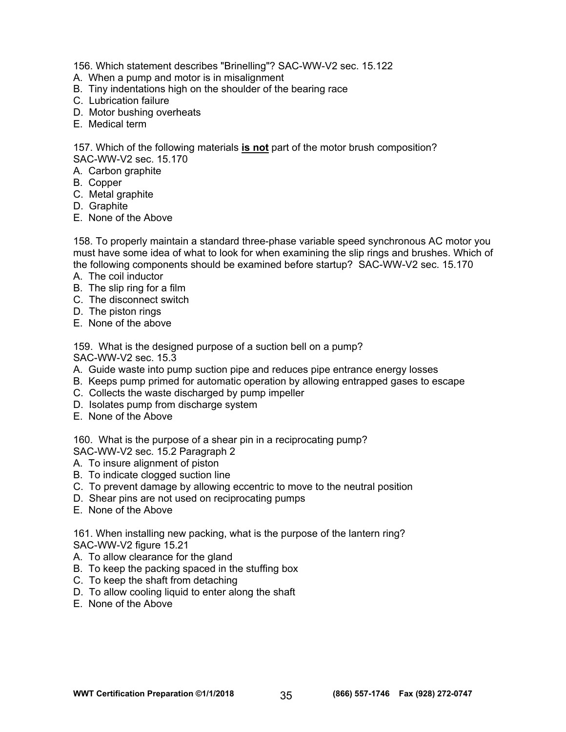156. Which statement describes "Brinelling"? SAC-WW-V2 sec. 15.122

A. When a pump and motor is in misalignment
B. Tiny indentations high on the shoulder of the bearing race
C. Lubrication failure
D. Motor bushing overheats
E. Medical term

157. Which of the following materials **is not** part of the motor brush composition? SAC-WW-V2 sec. 15.170

A. Carbon graphite
B. Copper
C. Metal graphite
D. Graphite
E. None of the Above

158. To properly maintain a standard three-phase variable speed synchronous AC motor you must have some idea of what to look for when examining the slip rings and brushes. Which of the following components should be examined before startup? SAC-WW-V2 sec. 15.170

A. The coil inductor
B. The slip ring for a film
C. The disconnect switch
D. The piston rings
E. None of the above

159. What is the designed purpose of a suction bell on a pump? SAC-WW-V2 sec. 15.3

A. Guide waste into pump suction pipe and reduces pipe entrance energy losses
B. Keeps pump primed for automatic operation by allowing entrapped gases to escape
C. Collects the waste discharged by pump impeller
D. Isolates pump from discharge system
E. None of the Above

160. What is the purpose of a shear pin in a reciprocating pump? SAC-WW-V2 sec. 15.2 Paragraph 2

A. To insure alignment of piston
B. To indicate clogged suction line
C. To prevent damage by allowing eccentric to move to the neutral position
D. Shear pins are not used on reciprocating pumps
E. None of the Above

161. When installing new packing, what is the purpose of the lantern ring? SAC-WW-V2 figure 15.21

A. To allow clearance for the gland
B. To keep the packing spaced in the stuffing box
C. To keep the shaft from detaching
D. To allow cooling liquid to enter along the shaft
E. None of the Above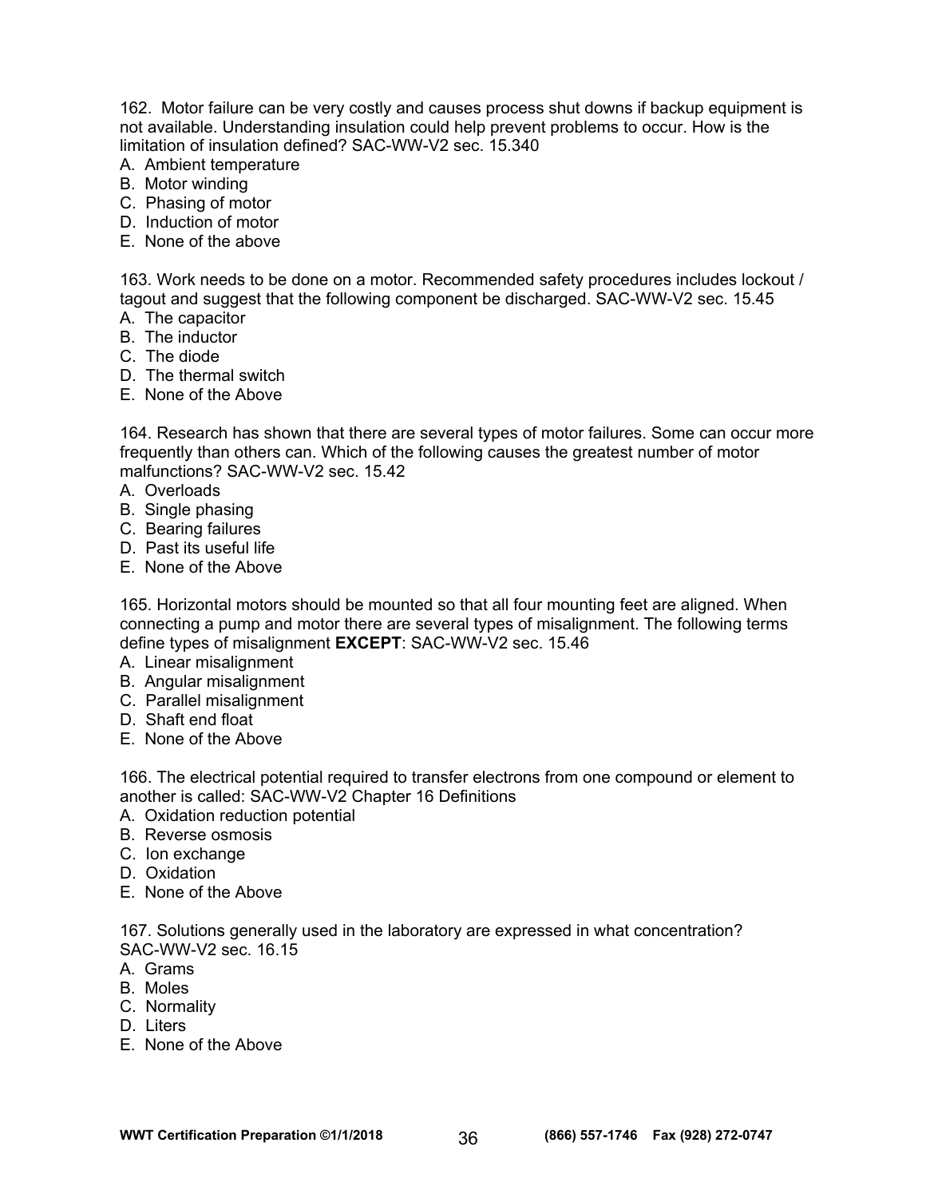162. Motor failure can be very costly and causes process shut downs if backup equipment is not available. Understanding insulation could help prevent problems to occur. How is the limitation of insulation defined? SAC-WW-V2 sec. 15.340

A. Ambient temperature
B. Motor winding
C. Phasing of motor
D. Induction of motor
E. None of the above

163. Work needs to be done on a motor. Recommended safety procedures includes lockout / tagout and suggest that the following component be discharged. SAC-WW-V2 sec. 15.45

A. The capacitor
B. The inductor
C. The diode
D. The thermal switch
E. None of the Above

164. Research has shown that there are several types of motor failures. Some can occur more frequently than others can. Which of the following causes the greatest number of motor malfunctions? SAC-WW-V2 sec. 15.42

A. Overloads
B. Single phasing
C. Bearing failures
D. Past its useful life
E. None of the Above

165. Horizontal motors should be mounted so that all four mounting feet are aligned. When connecting a pump and motor there are several types of misalignment. The following terms define types of misalignment **EXCEPT**: SAC-WW-V2 sec. 15.46

A. Linear misalignment
B. Angular misalignment
C. Parallel misalignment
D. Shaft end float
E. None of the Above

166. The electrical potential required to transfer electrons from one compound or element to another is called: SAC-WW-V2 Chapter 16 Definitions

A. Oxidation reduction potential
B. Reverse osmosis
C. Ion exchange
D. Oxidation
E. None of the Above

167. Solutions generally used in the laboratory are expressed in what concentration? SAC-WW-V2 sec. 16.15

A. Grams
B. Moles
C. Normality
D. Liters
E. None of the Above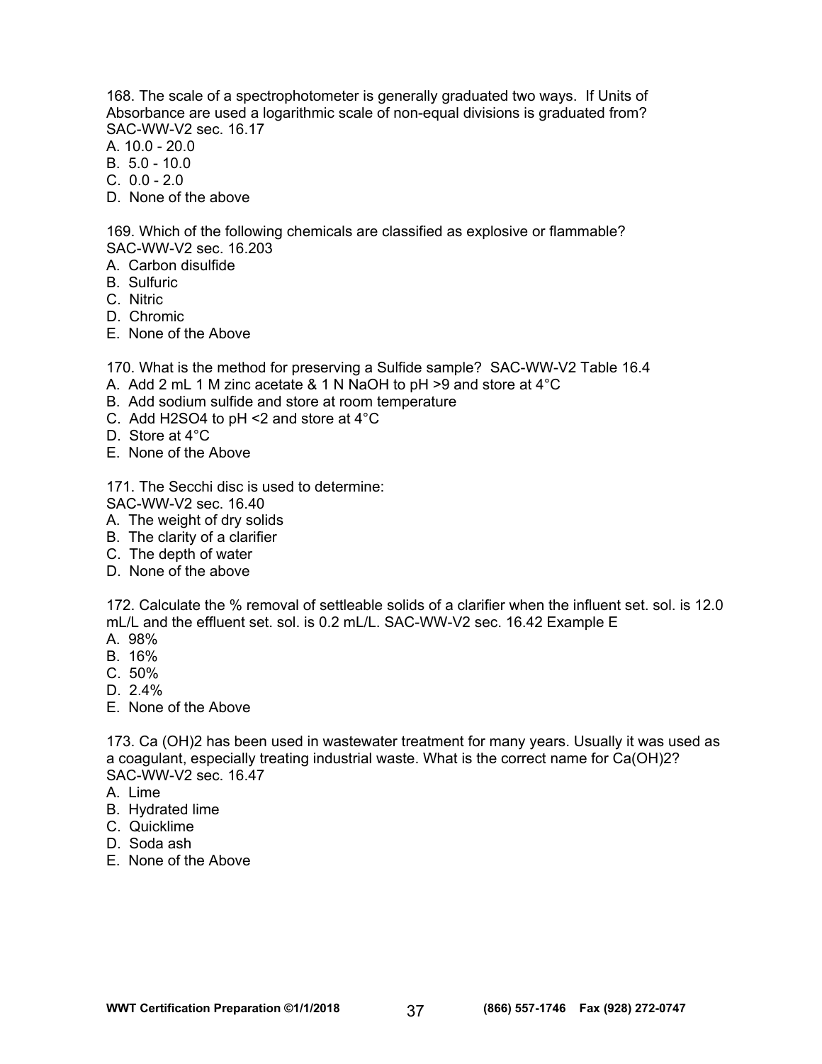168. The scale of a spectrophotometer is generally graduated two ways. If Units of Absorbance are used a logarithmic scale of non-equal divisions is graduated from? SAC-WW-V2 sec. 16.17

A. 10.0 - 20.0
B. 5.0 - 10.0
C. 0.0 - 2.0
D. None of the above

169. Which of the following chemicals are classified as explosive or flammable? SAC-WW-V2 sec. 16.203

A. Carbon disulfide
B. Sulfuric
C. Nitric
D. Chromic
E. None of the Above

170. What is the method for preserving a Sulfide sample? SAC-WW-V2 Table 16.4

A. Add 2 mL 1 M zinc acetate & 1 N NaOH to pH >9 and store at 4°C
B. Add sodium sulfide and store at room temperature
C. Add $H_2SO_4$ to pH <2 and store at 4°C
D. Store at 4°C
E. None of the Above

171. The Secchi disc is used to determine: SAC-WW-V2 sec. 16.40

A. The weight of dry solids
B. The clarity of a clarifier
C. The depth of water
D. None of the above

172. Calculate the % removal of settleable solids of a clarifier when the influent set. sol. is 12.0 mL/L and the effluent set. sol. is 0.2 mL/L. SAC-WW-V2 sec. 16.42 Example E

A. 98%
B. 16%
C. 50%
D. 2.4%
E. None of the Above

173. $Ca(OH)_2$ has been used in wastewater treatment for many years. Usually it was used as a coagulant, especially treating industrial waste. What is the correct name for $Ca(OH)_2$? SAC-WW-V2 sec. 16.47

A. Lime
B. Hydrated lime
C. Quicklime
D. Soda ash
E. None of the Above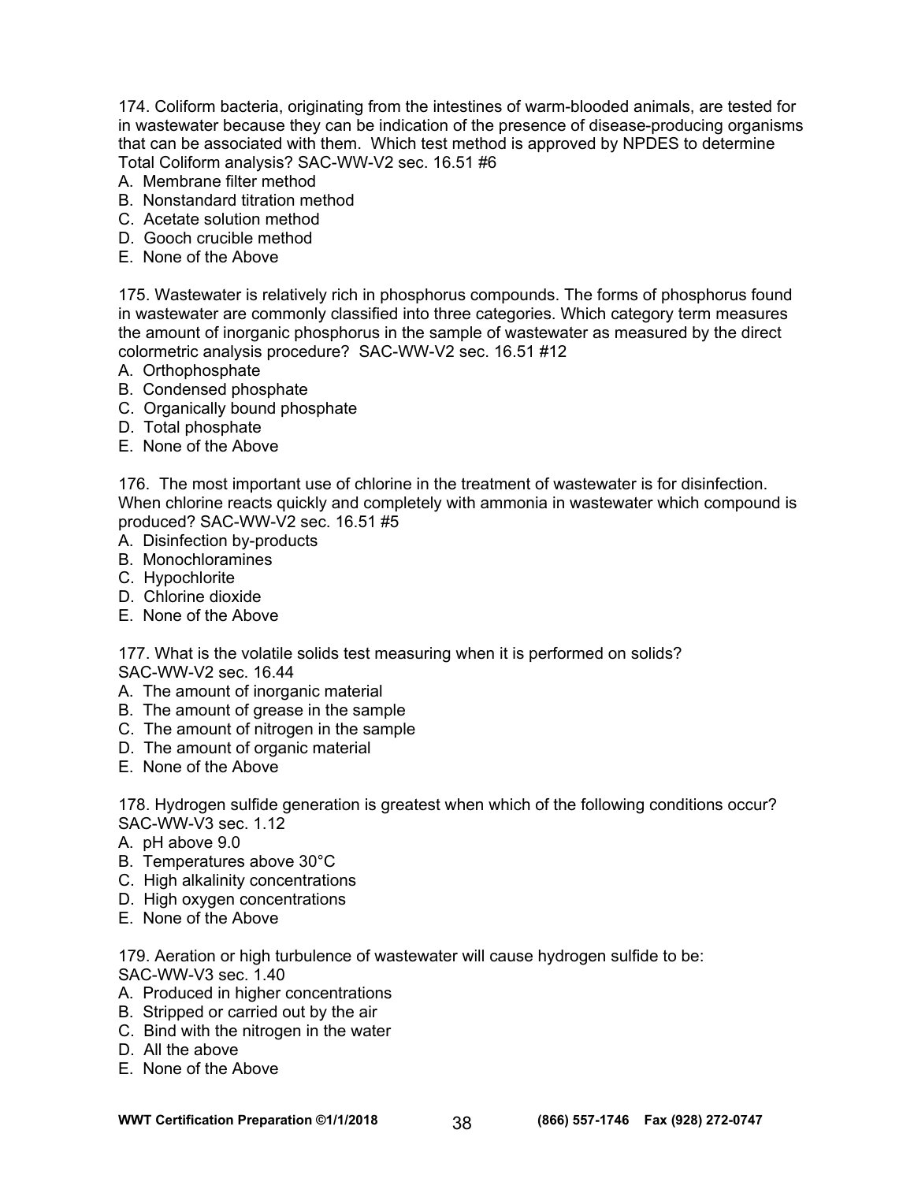174. Coliform bacteria, originating from the intestines of warm-blooded animals, are tested for in wastewater because they can be indication of the presence of disease-producing organisms that can be associated with them. Which test method is approved by NPDES to determine Total Coliform analysis? SAC-WW-V2 sec. 16.51 #6

A. Membrane filter method
B. Nonstandard titration method
C. Acetate solution method
D. Gooch crucible method
E. None of the Above

175. Wastewater is relatively rich in phosphorus compounds. The forms of phosphorus found in wastewater are commonly classified into three categories. Which category term measures the amount of inorganic phosphorus in the sample of wastewater as measured by the direct colormetric analysis procedure? SAC-WW-V2 sec. 16.51 #12

A. Orthophosphate
B. Condensed phosphate
C. Organically bound phosphate
D. Total phosphate
E. None of the Above

176. The most important use of chlorine in the treatment of wastewater is for disinfection. When chlorine reacts quickly and completely with ammonia in wastewater which compound is produced? SAC-WW-V2 sec. 16.51 #5

A. Disinfection by-products
B. Monochloramines
C. Hypochlorite
D. Chlorine dioxide
E. None of the Above

177. What is the volatile solids test measuring when it is performed on solids?
SAC-WW-V2 sec. 16.44

A. The amount of inorganic material
B. The amount of grease in the sample
C. The amount of nitrogen in the sample
D. The amount of organic material
E. None of the Above

178. Hydrogen sulfide generation is greatest when which of the following conditions occur?
SAC-WW-V3 sec. 1.12

A. pH above 9.0
B. Temperatures above 30°C
C. High alkalinity concentrations
D. High oxygen concentrations
E. None of the Above

179. Aeration or high turbulence of wastewater will cause hydrogen sulfide to be:
SAC-WW-V3 sec. 1.40

A. Produced in higher concentrations
B. Stripped or carried out by the air
C. Bind with the nitrogen in the water
D. All the above
E. None of the Above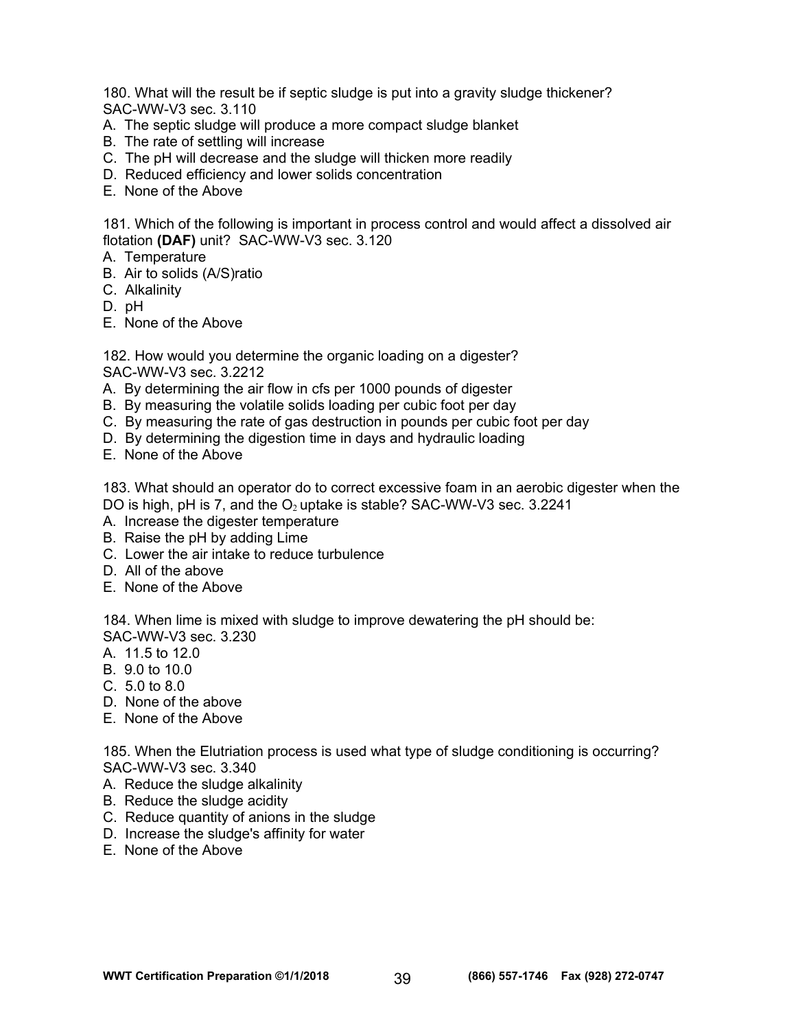180. What will the result be if septic sludge is put into a gravity sludge thickener? SAC-WW-V3 sec. 3.110

A. The septic sludge will produce a more compact sludge blanket
B. The rate of settling will increase
C. The pH will decrease and the sludge will thicken more readily
D. Reduced efficiency and lower solids concentration
E. None of the Above

181. Which of the following is important in process control and would affect a dissolved air flotation **(DAF)** unit? SAC-WW-V3 sec. 3.120

A. Temperature
B. Air to solids (A/S)ratio
C. Alkalinity
D. pH
E. None of the Above

182. How would you determine the organic loading on a digester? SAC-WW-V3 sec. 3.2212

A. By determining the air flow in cfs per 1000 pounds of digester
B. By measuring the volatile solids loading per cubic foot per day
C. By measuring the rate of gas destruction in pounds per cubic foot per day
D. By determining the digestion time in days and hydraulic loading
E. None of the Above

183. What should an operator do to correct excessive foam in an aerobic digester when the DO is high, pH is 7, and the $O_2$ uptake is stable? SAC-WW-V3 sec. 3.2241

A. Increase the digester temperature
B. Raise the pH by adding Lime
C. Lower the air intake to reduce turbulence
D. All of the above
E. None of the Above

184. When lime is mixed with sludge to improve dewatering the pH should be: SAC-WW-V3 sec. 3.230

A. 11.5 to 12.0
B. 9.0 to 10.0
C. 5.0 to 8.0
D. None of the above
E. None of the Above

185. When the Elutriation process is used what type of sludge conditioning is occurring? SAC-WW-V3 sec. 3.340

A. Reduce the sludge alkalinity
B. Reduce the sludge acidity
C. Reduce quantity of anions in the sludge
D. Increase the sludge's affinity for water
E. None of the Above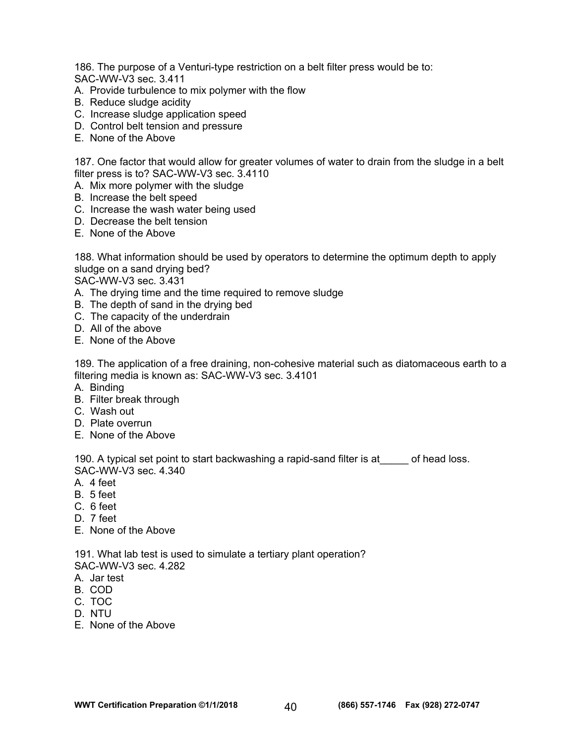186. The purpose of a Venturi-type restriction on a belt filter press would be to:
SAC-WW-V3 sec. 3.411

A. Provide turbulence to mix polymer with the flow
B. Reduce sludge acidity
C. Increase sludge application speed
D. Control belt tension and pressure
E. None of the Above

187. One factor that would allow for greater volumes of water to drain from the sludge in a belt filter press is to? SAC-WW-V3 sec. 3.4110

A. Mix more polymer with the sludge
B. Increase the belt speed
C. Increase the wash water being used
D. Decrease the belt tension
E. None of the Above

188. What information should be used by operators to determine the optimum depth to apply sludge on a sand drying bed?
SAC-WW-V3 sec. 3.431

A. The drying time and the time required to remove sludge
B. The depth of sand in the drying bed
C. The capacity of the underdrain
D. All of the above
E. None of the Above

189. The application of a free draining, non-cohesive material such as diatomaceous earth to a filtering media is known as: SAC-WW-V3 sec. 3.4101

A. Binding
B. Filter break through
C. Wash out
D. Plate overrun
E. None of the Above

190. A typical set point to start backwashing a rapid-sand filter is at_____ of head loss.
SAC-WW-V3 sec. 4.340

A. 4 feet
B. 5 feet
C. 6 feet
D. 7 feet
E. None of the Above

191. What lab test is used to simulate a tertiary plant operation?
SAC-WW-V3 sec. 4.282

A. Jar test
B. COD
C. TOC
D. NTU
E. None of the Above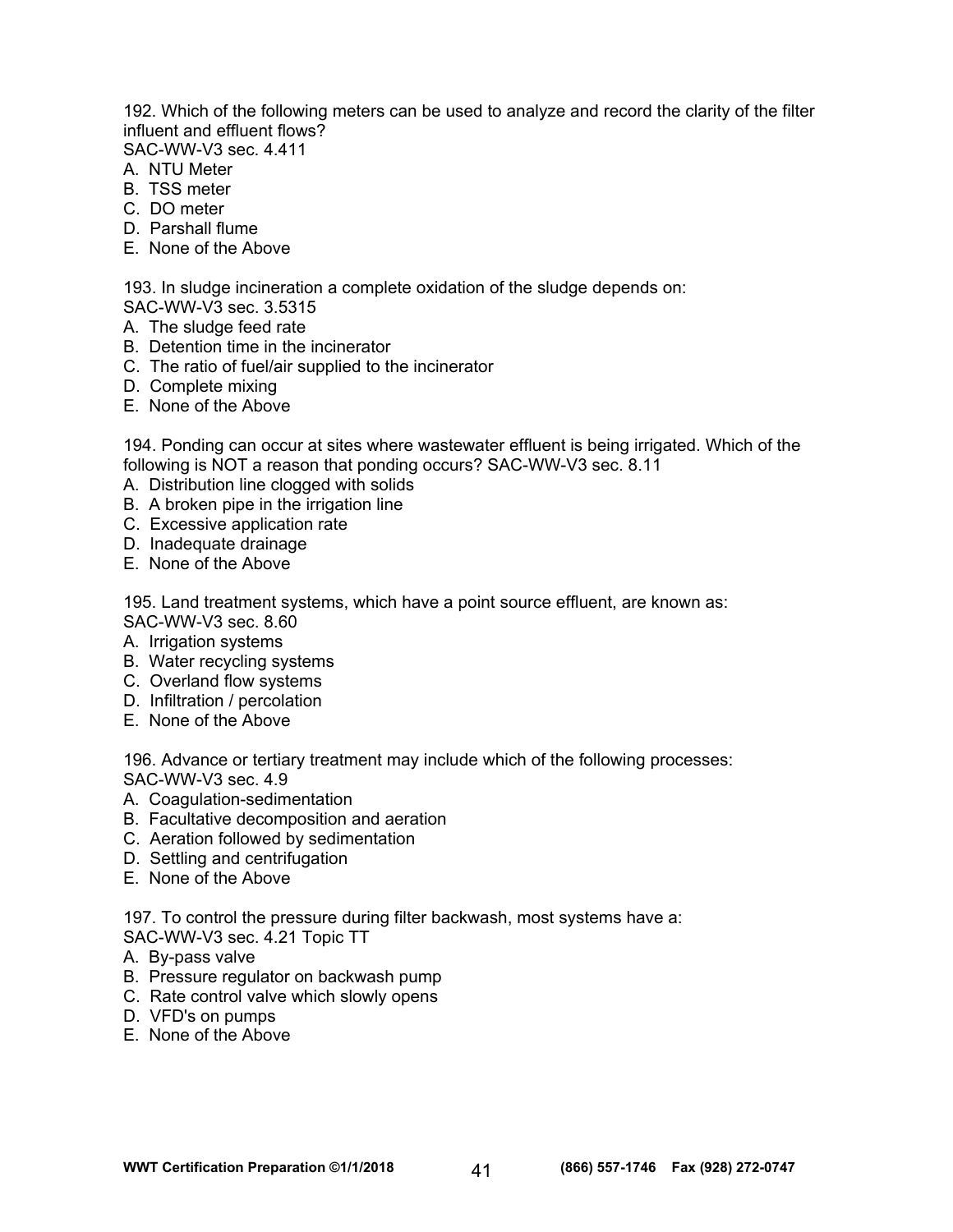192. Which of the following meters can be used to analyze and record the clarity of the filter influent and effluent flows?
SAC-WW-V3 sec. 4.411
A. NTU Meter
B. TSS meter
C. DO meter
D. Parshall flume
E. None of the Above

193. In sludge incineration a complete oxidation of the sludge depends on:
SAC-WW-V3 sec. 3.5315
A. The sludge feed rate
B. Detention time in the incinerator
C. The ratio of fuel/air supplied to the incinerator
D. Complete mixing
E. None of the Above

194. Ponding can occur at sites where wastewater effluent is being irrigated. Which of the following is NOT a reason that ponding occurs? SAC-WW-V3 sec. 8.11
A. Distribution line clogged with solids
B. A broken pipe in the irrigation line
C. Excessive application rate
D. Inadequate drainage
E. None of the Above

195. Land treatment systems, which have a point source effluent, are known as:
SAC-WW-V3 sec. 8.60
A. Irrigation systems
B. Water recycling systems
C. Overland flow systems
D. Infiltration / percolation
E. None of the Above

196. Advance or tertiary treatment may include which of the following processes:
SAC-WW-V3 sec. 4.9
A. Coagulation-sedimentation
B. Facultative decomposition and aeration
C. Aeration followed by sedimentation
D. Settling and centrifugation
E. None of the Above

197. To control the pressure during filter backwash, most systems have a:
SAC-WW-V3 sec. 4.21 Topic TT
A. By-pass valve
B. Pressure regulator on backwash pump
C. Rate control valve which slowly opens
D. VFD's on pumps
E. None of the Above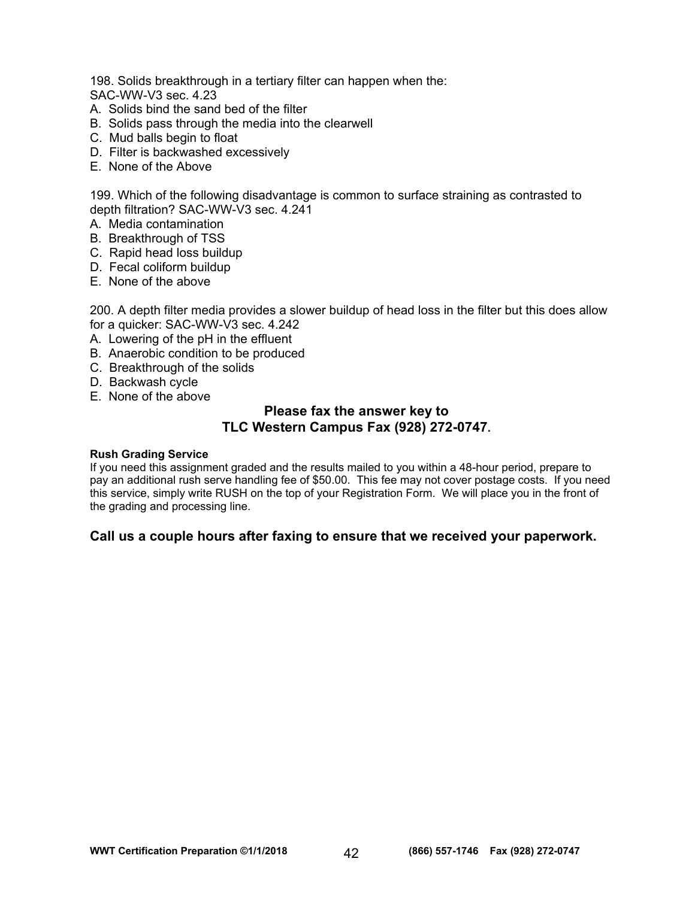198. Solids breakthrough in a tertiary filter can happen when the:
SAC-WW-V3 sec. 4.23

A. Solids bind the sand bed of the filter
B. Solids pass through the media into the clearwell
C. Mud balls begin to float
D. Filter is backwashed excessively
E. None of the Above

199. Which of the following disadvantage is common to surface straining as contrasted to depth filtration? SAC-WW-V3 sec. 4.241

A. Media contamination
B. Breakthrough of TSS
C. Rapid head loss buildup
D. Fecal coliform buildup
E. None of the above

200. A depth filter media provides a slower buildup of head loss in the filter but this does allow for a quicker: SAC-WW-V3 sec. 4.242

A. Lowering of the pH in the effluent
B. Anaerobic condition to be produced
C. Breakthrough of the solids
D. Backwash cycle
E. None of the above

**Please fax the answer key to**
**TLC Western Campus Fax (928) 272-0747.**

**Rush Grading Service**

If you need this assignment graded and the results mailed to you within a 48-hour period, prepare to pay an additional rush serve handling fee of $50.00. This fee may not cover postage costs. If you need this service, simply write RUSH on the top of your Registration Form. We will place you in the front of the grading and processing line.

**Call us a couple hours after faxing to ensure that we received your paperwork.**